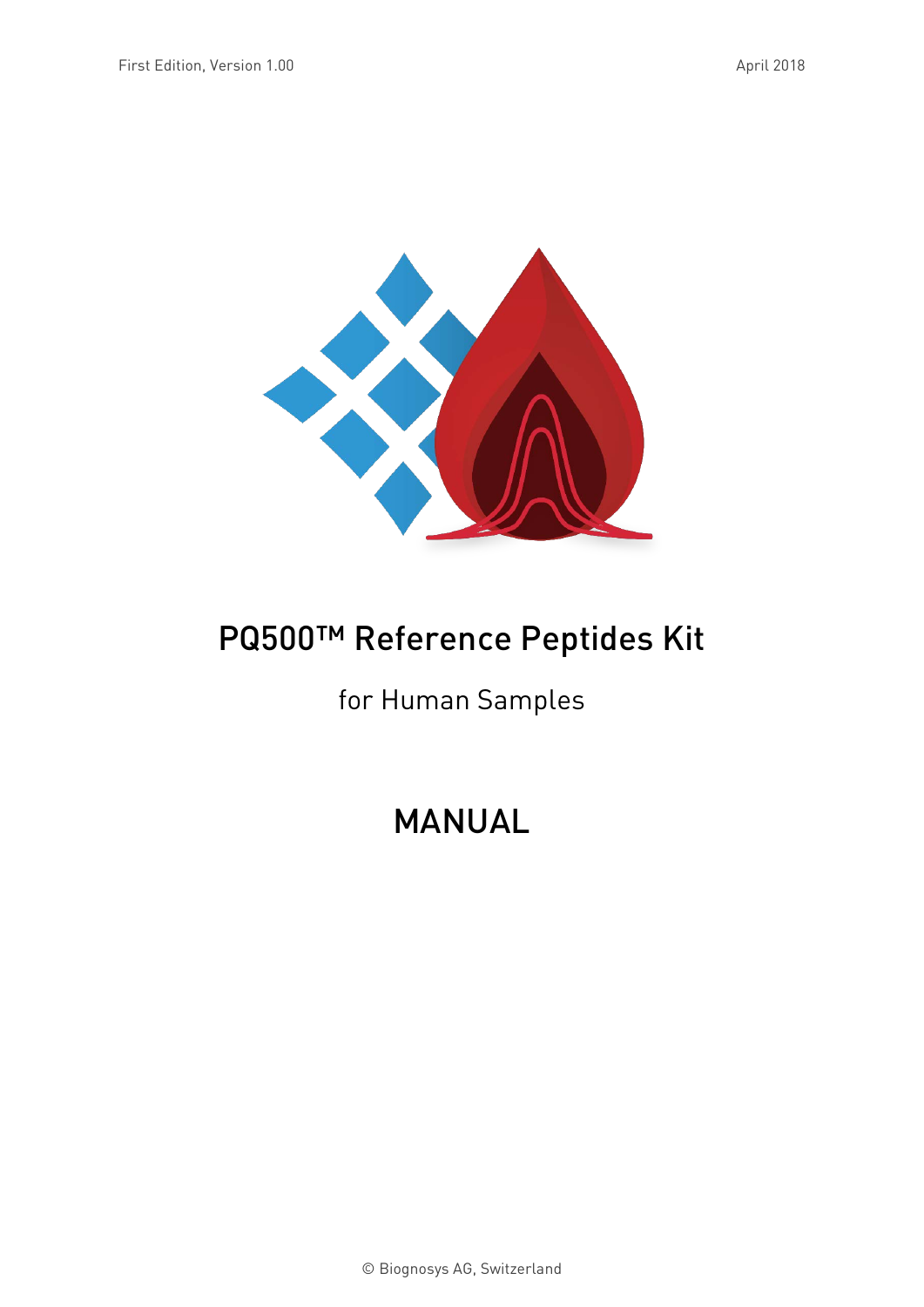First Edition, Version 1.00

April 2018

# PQ500™ Reference Peptides Kit

for Human Samples

# MANUAL

© Biognosys AG, Switzerland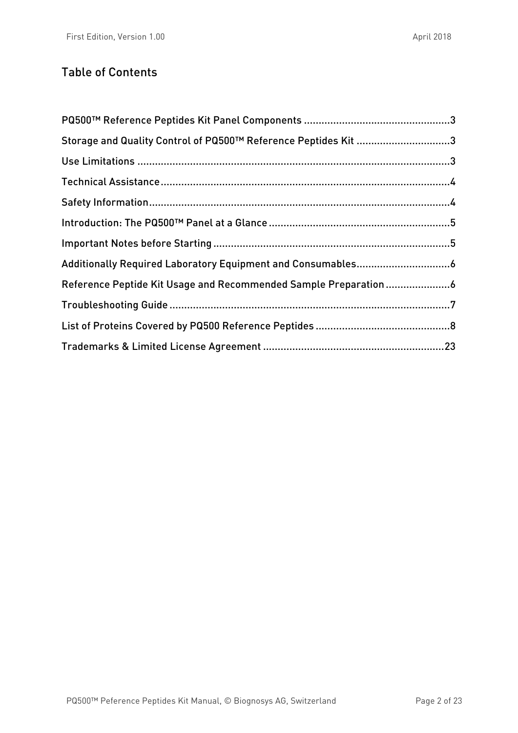## Table of Contents

PQ500™ Reference Peptides Kit Panel Components ....................................................3

Storage and Quality Control of PQ500™ Reference Peptides Kit ..................................3

Use Limitations ...........................................................................................................3

Technical Assistance ....................................................................................................4

Safety Information........................................................................................................4

Introduction: The PQ500™ Panel at a Glance ................................................................5

Important Notes before Starting ...................................................................................5

Additionally Required Laboratory Equipment and Consumables..................................6

Reference Peptide Kit Usage and Recommended Sample Preparation .......................6

Troubleshooting Guide .................................................................................................7

List of Proteins Covered by PQ500 Reference Peptides ...............................................8

Trademarks & Limited License Agreement ...............................................................23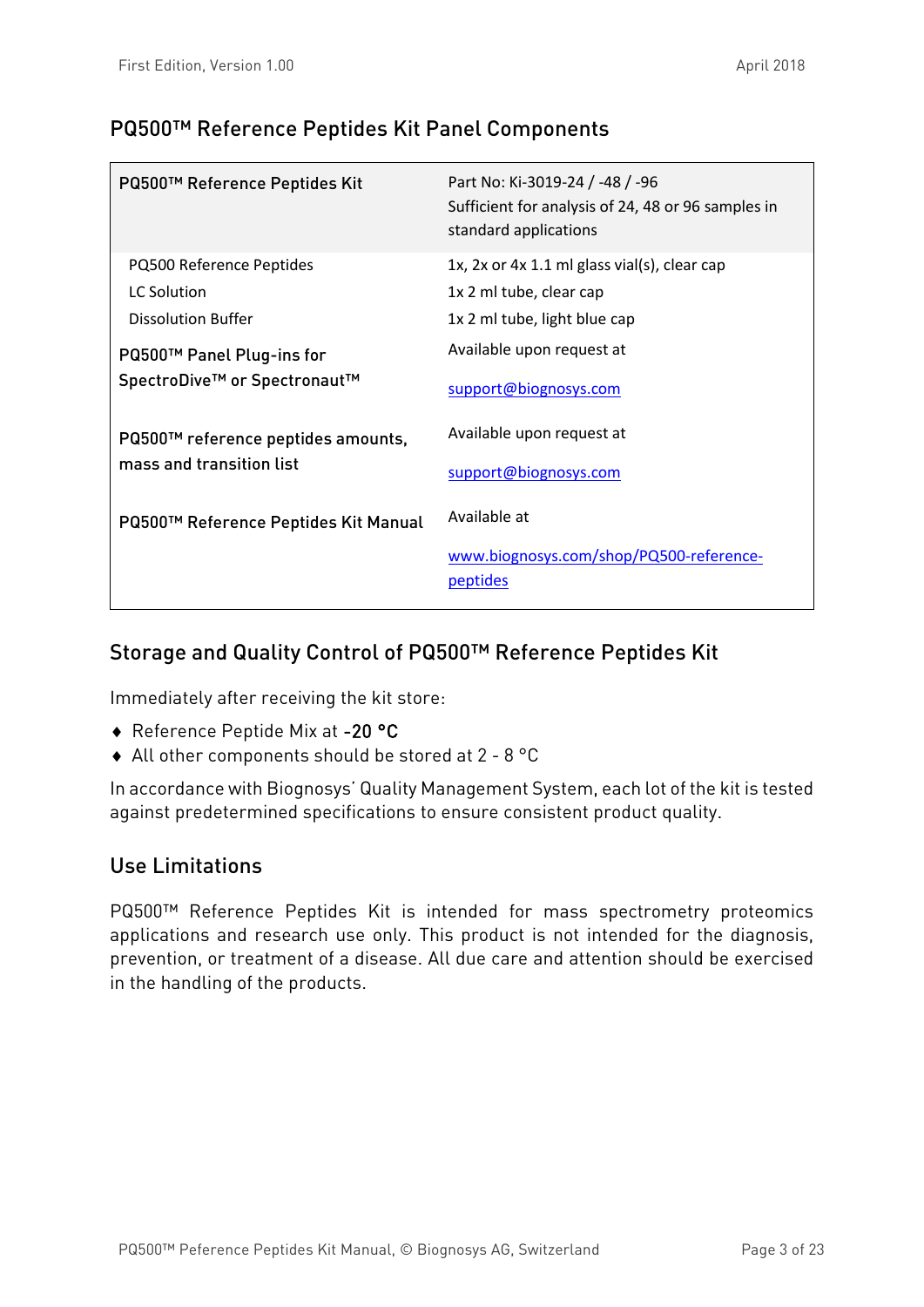## PQ500™ Reference Peptides Kit Panel Components

| PQ500™ Reference Peptides Kit | Part No: Ki-3019-24 / -48 / -96<br>Sufficient for analysis of 24, 48 or 96 samples in standard applications |
|---|---|
| PQ500 Reference Peptides | 1x, 2x or 4x 1.1 ml glass vial(s), clear cap |
| LC Solution | 1x 2 ml tube, clear cap |
| Dissolution Buffer | 1x 2 ml tube, light blue cap |
| **PQ500™ Panel Plug-ins for SpectroDive™ or Spectronaut™** | Available upon request at<br>support@biognosys.com |
| **PQ500™ reference peptides amounts, mass and transition list** | Available upon request at<br>support@biognosys.com |
| **PQ500™ Reference Peptides Kit Manual** | Available at<br>www.biognosys.com/shop/PQ500-reference-peptides |

## Storage and Quality Control of PQ500™ Reference Peptides Kit

Immediately after receiving the kit store:

- Reference Peptide Mix at -20 °C
- All other components should be stored at 2 - 8 °C

In accordance with Biognosys' Quality Management System, each lot of the kit is tested against predetermined specifications to ensure consistent product quality.

## Use Limitations

PQ500™ Reference Peptides Kit is intended for mass spectrometry proteomics applications and research use only. This product is not intended for the diagnosis, prevention, or treatment of a disease. All due care and attention should be exercised in the handling of the products.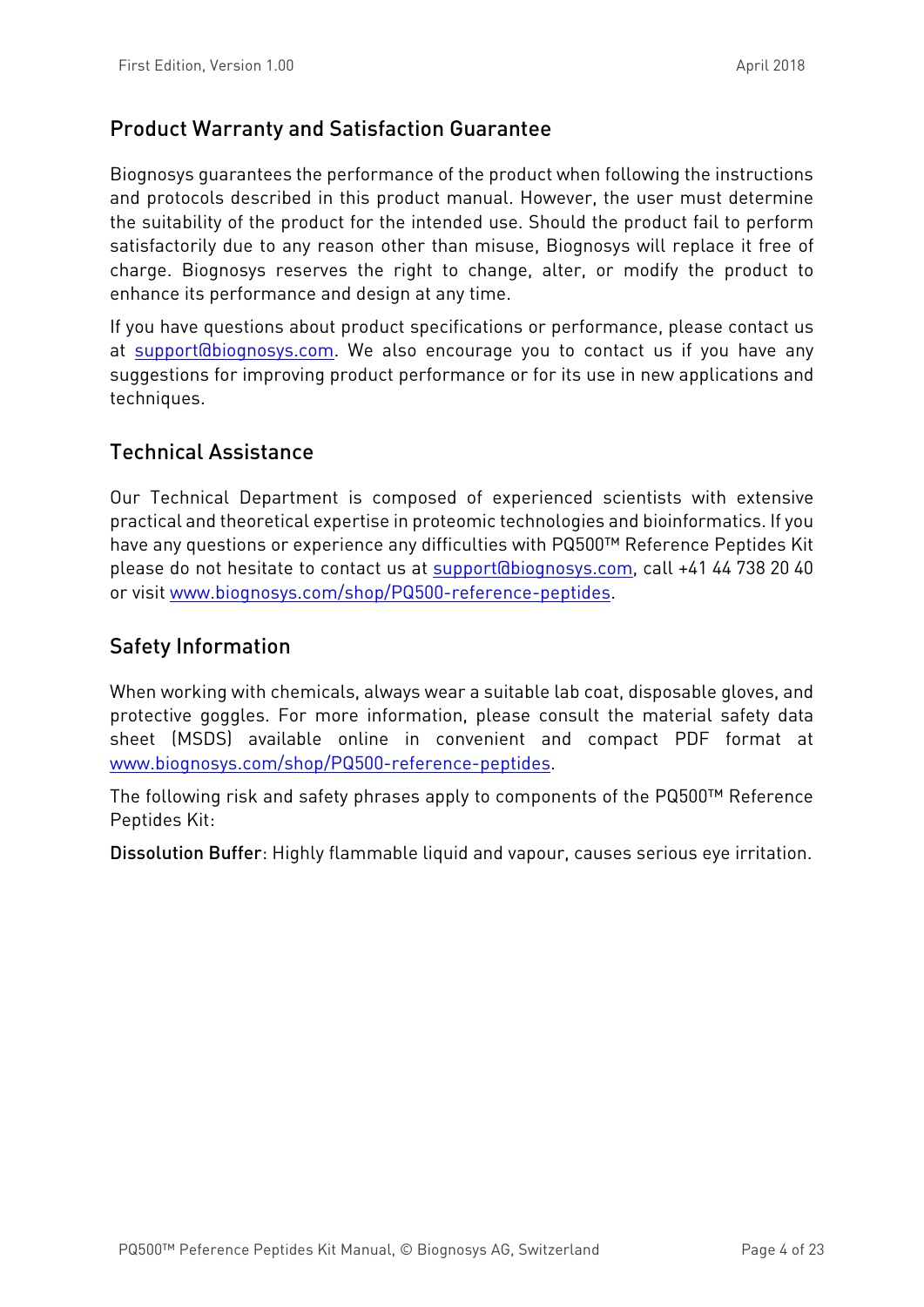## Product Warranty and Satisfaction Guarantee

Biognosys guarantees the performance of the product when following the instructions and protocols described in this product manual. However, the user must determine the suitability of the product for the intended use. Should the product fail to perform satisfactorily due to any reason other than misuse, Biognosys will replace it free of charge. Biognosys reserves the right to change, alter, or modify the product to enhance its performance and design at any time.

If you have questions about product specifications or performance, please contact us at support@biognosys.com. We also encourage you to contact us if you have any suggestions for improving product performance or for its use in new applications and techniques.

## Technical Assistance

Our Technical Department is composed of experienced scientists with extensive practical and theoretical expertise in proteomic technologies and bioinformatics. If you have any questions or experience any difficulties with PQ500™ Reference Peptides Kit please do not hesitate to contact us at support@biognosys.com, call +41 44 738 20 40 or visit www.biognosys.com/shop/PQ500-reference-peptides.

## Safety Information

When working with chemicals, always wear a suitable lab coat, disposable gloves, and protective goggles. For more information, please consult the material safety data sheet (MSDS) available online in convenient and compact PDF format at www.biognosys.com/shop/PQ500-reference-peptides.

The following risk and safety phrases apply to components of the PQ500™ Reference Peptides Kit:

**Dissolution Buffer**: Highly flammable liquid and vapour, causes serious eye irritation.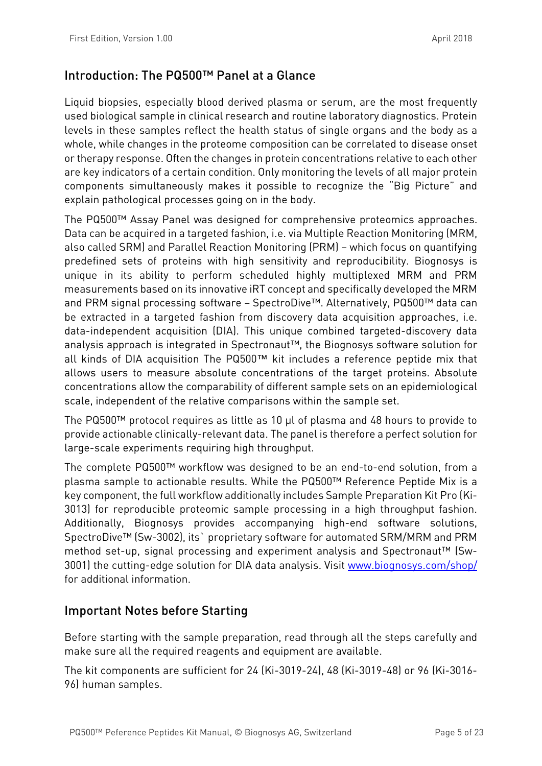## Introduction: The PQ500™ Panel at a Glance

Liquid biopsies, especially blood derived plasma or serum, are the most frequently used biological sample in clinical research and routine laboratory diagnostics. Protein levels in these samples reflect the health status of single organs and the body as a whole, while changes in the proteome composition can be correlated to disease onset or therapy response. Often the changes in protein concentrations relative to each other are key indicators of a certain condition. Only monitoring the levels of all major protein components simultaneously makes it possible to recognize the "Big Picture" and explain pathological processes going on in the body.

The PQ500™ Assay Panel was designed for comprehensive proteomics approaches. Data can be acquired in a targeted fashion, i.e. via Multiple Reaction Monitoring (MRM, also called SRM) and Parallel Reaction Monitoring (PRM) – which focus on quantifying predefined sets of proteins with high sensitivity and reproducibility. Biognosys is unique in its ability to perform scheduled highly multiplexed MRM and PRM measurements based on its innovative iRT concept and specifically developed the MRM and PRM signal processing software – SpectroDive™. Alternatively, PQ500™ data can be extracted in a targeted fashion from discovery data acquisition approaches, i.e. data-independent acquisition (DIA). This unique combined targeted-discovery data analysis approach is integrated in Spectronaut™, the Biognosys software solution for all kinds of DIA acquisition The PQ500™ kit includes a reference peptide mix that allows users to measure absolute concentrations of the target proteins. Absolute concentrations allow the comparability of different sample sets on an epidemiological scale, independent of the relative comparisons within the sample set.

The PQ500™ protocol requires as little as 10 µl of plasma and 48 hours to provide to provide actionable clinically-relevant data. The panel is therefore a perfect solution for large-scale experiments requiring high throughput.

The complete PQ500™ workflow was designed to be an end-to-end solution, from a plasma sample to actionable results. While the PQ500™ Reference Peptide Mix is a key component, the full workflow additionally includes Sample Preparation Kit Pro (Ki-3013) for reproducible proteomic sample processing in a high throughput fashion. Additionally, Biognosys provides accompanying high-end software solutions, SpectroDive™ (Sw-3002), its` proprietary software for automated SRM/MRM and PRM method set-up, signal processing and experiment analysis and Spectronaut™ (Sw-3001) the cutting-edge solution for DIA data analysis. Visit [www.biognosys.com/shop/](www.biognosys.com/shop/) for additional information.

## Important Notes before Starting

Before starting with the sample preparation, read through all the steps carefully and make sure all the required reagents and equipment are available.

The kit components are sufficient for 24 (Ki-3019-24), 48 (Ki-3019-48) or 96 (Ki-3016-96) human samples.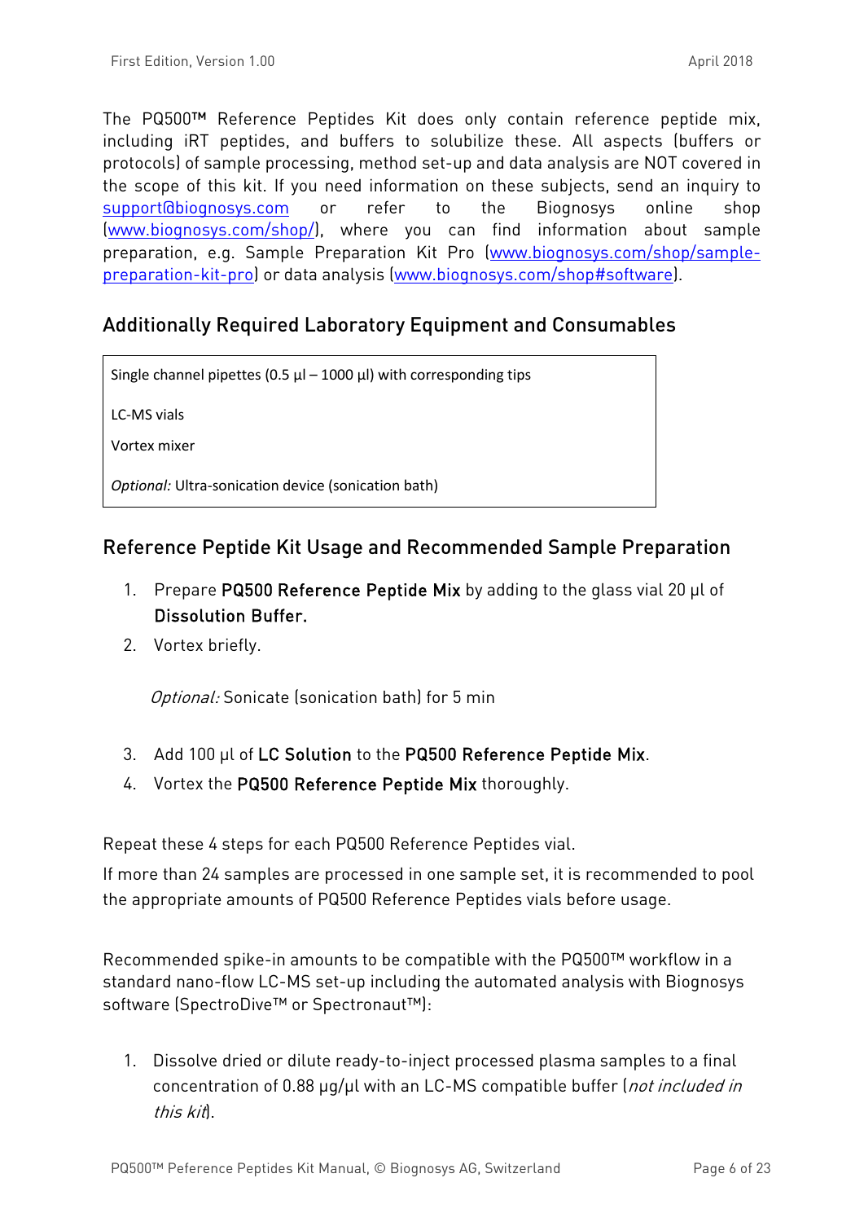The PQ500™ Reference Peptides Kit does only contain reference peptide mix, including iRT peptides, and buffers to solubilize these. All aspects (buffers or protocols) of sample processing, method set-up and data analysis are NOT covered in the scope of this kit. If you need information on these subjects, send an inquiry to support@biognosys.com or refer to the Biognosys online shop (www.biognosys.com/shop/), where you can find information about sample preparation, e.g. Sample Preparation Kit Pro (www.biognosys.com/shop/sample-preparation-kit-pro) or data analysis (www.biognosys.com/shop#software).

## Additionally Required Laboratory Equipment and Consumables

| |
|---|
| Single channel pipettes (0.5 µl – 1000 µl) with corresponding tips |
| LC-MS vials |
| Vortex mixer |
| *Optional:* Ultra-sonication device (sonication bath) |

## Reference Peptide Kit Usage and Recommended Sample Preparation

1. Prepare **PQ500 Reference Peptide Mix** by adding to the glass vial 20 µl of **Dissolution Buffer.**
2. Vortex briefly.

   *Optional:* Sonicate (sonication bath) for 5 min

3. Add 100 µl of **LC Solution** to the **PQ500 Reference Peptide Mix**.
4. Vortex the **PQ500 Reference Peptide Mix** thoroughly.

Repeat these 4 steps for each PQ500 Reference Peptides vial.

If more than 24 samples are processed in one sample set, it is recommended to pool the appropriate amounts of PQ500 Reference Peptides vials before usage.

Recommended spike-in amounts to be compatible with the PQ500™ workflow in a standard nano-flow LC-MS set-up including the automated analysis with Biognosys software (SpectroDive™ or Spectronaut™):

1. Dissolve dried or dilute ready-to-inject processed plasma samples to a final concentration of 0.88 µg/µl with an LC-MS compatible buffer (*not included in this kit*).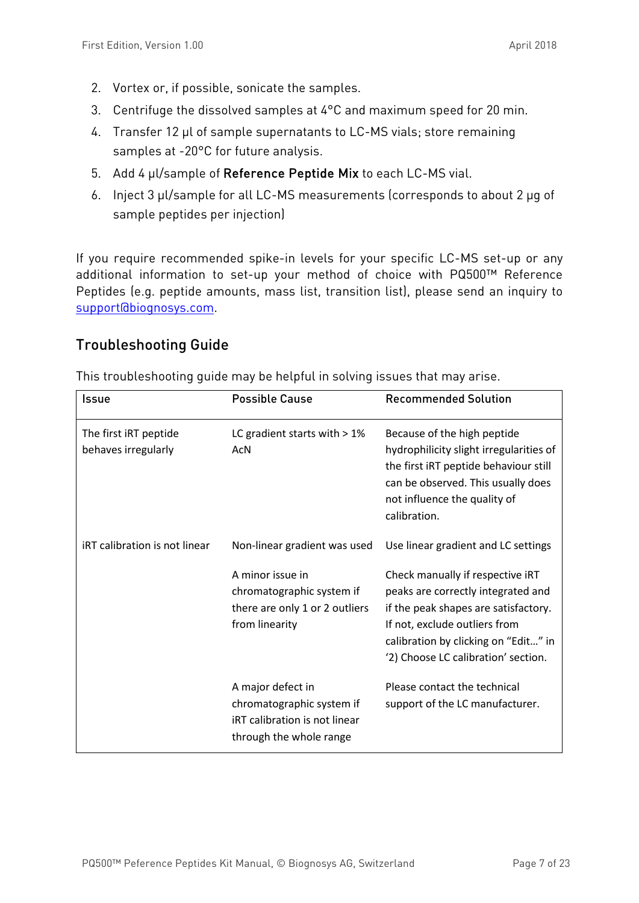2. Vortex or, if possible, sonicate the samples.
3. Centrifuge the dissolved samples at 4°C and maximum speed for 20 min.
4. Transfer 12 µl of sample supernatants to LC-MS vials; store remaining samples at -20°C for future analysis.
5. Add 4 µl/sample of **Reference Peptide Mix** to each LC-MS vial.
6. Inject 3 µl/sample for all LC-MS measurements (corresponds to about 2 µg of sample peptides per injection)

If you require recommended spike-in levels for your specific LC-MS set-up or any additional information to set-up your method of choice with PQ500™ Reference Peptides (e.g. peptide amounts, mass list, transition list), please send an inquiry to support@biognosys.com.

## Troubleshooting Guide

This troubleshooting guide may be helpful in solving issues that may arise.

| Issue | Possible Cause | Recommended Solution |
|---|---|---|
| The first iRT peptide behaves irregularly | LC gradient starts with > 1% AcN | Because of the high peptide hydrophilicity slight irregularities of the first iRT peptide behaviour still can be observed. This usually does not influence the quality of calibration. |
| iRT calibration is not linear | Non-linear gradient was used | Use linear gradient and LC settings |
| | A minor issue in chromatographic system if there are only 1 or 2 outliers from linearity | Check manually if respective iRT peaks are correctly integrated and if the peak shapes are satisfactory. If not, exclude outliers from calibration by clicking on "Edit…" in '2) Choose LC calibration' section. |
| | A major defect in chromatographic system if iRT calibration is not linear through the whole range | Please contact the technical support of the LC manufacturer. |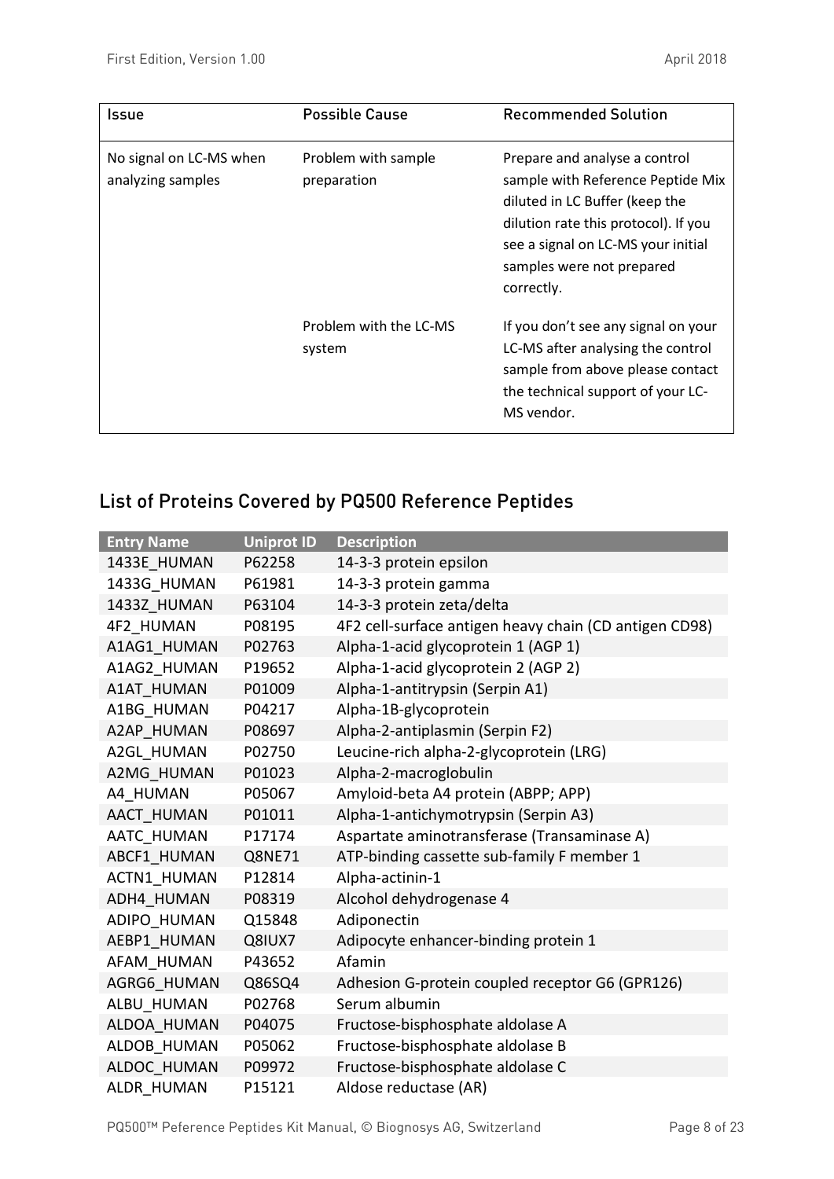| Issue | Possible Cause | Recommended Solution |
|---|---|---|
| No signal on LC-MS when analyzing samples | Problem with sample preparation | Prepare and analyse a control sample with Reference Peptide Mix diluted in LC Buffer (keep the dilution rate this protocol). If you see a signal on LC-MS your initial samples were not prepared correctly. |
| | Problem with the LC-MS system | If you don't see any signal on your LC-MS after analysing the control sample from above please contact the technical support of your LC-MS vendor. |

## List of Proteins Covered by PQ500 Reference Peptides

| Entry Name | Uniprot ID | Description |
|---|---|---|
| 1433E_HUMAN | P62258 | 14-3-3 protein epsilon |
| 1433G_HUMAN | P61981 | 14-3-3 protein gamma |
| 1433Z_HUMAN | P63104 | 14-3-3 protein zeta/delta |
| 4F2_HUMAN | P08195 | 4F2 cell-surface antigen heavy chain (CD antigen CD98) |
| A1AG1_HUMAN | P02763 | Alpha-1-acid glycoprotein 1 (AGP 1) |
| A1AG2_HUMAN | P19652 | Alpha-1-acid glycoprotein 2 (AGP 2) |
| A1AT_HUMAN | P01009 | Alpha-1-antitrypsin (Serpin A1) |
| A1BG_HUMAN | P04217 | Alpha-1B-glycoprotein |
| A2AP_HUMAN | P08697 | Alpha-2-antiplasmin (Serpin F2) |
| A2GL_HUMAN | P02750 | Leucine-rich alpha-2-glycoprotein (LRG) |
| A2MG_HUMAN | P01023 | Alpha-2-macroglobulin |
| A4_HUMAN | P05067 | Amyloid-beta A4 protein (ABPP; APP) |
| AACT_HUMAN | P01011 | Alpha-1-antichymotrypsin (Serpin A3) |
| AATC_HUMAN | P17174 | Aspartate aminotransferase (Transaminase A) |
| ABCF1_HUMAN | Q8NE71 | ATP-binding cassette sub-family F member 1 |
| ACTN1_HUMAN | P12814 | Alpha-actinin-1 |
| ADH4_HUMAN | P08319 | Alcohol dehydrogenase 4 |
| ADIPO_HUMAN | Q15848 | Adiponectin |
| AEBP1_HUMAN | Q8IUX7 | Adipocyte enhancer-binding protein 1 |
| AFAM_HUMAN | P43652 | Afamin |
| AGRG6_HUMAN | Q86SQ4 | Adhesion G-protein coupled receptor G6 (GPR126) |
| ALBU_HUMAN | P02768 | Serum albumin |
| ALDOA_HUMAN | P04075 | Fructose-bisphosphate aldolase A |
| ALDOB_HUMAN | P05062 | Fructose-bisphosphate aldolase B |
| ALDOC_HUMAN | P09972 | Fructose-bisphosphate aldolase C |
| ALDR_HUMAN | P15121 | Aldose reductase (AR) |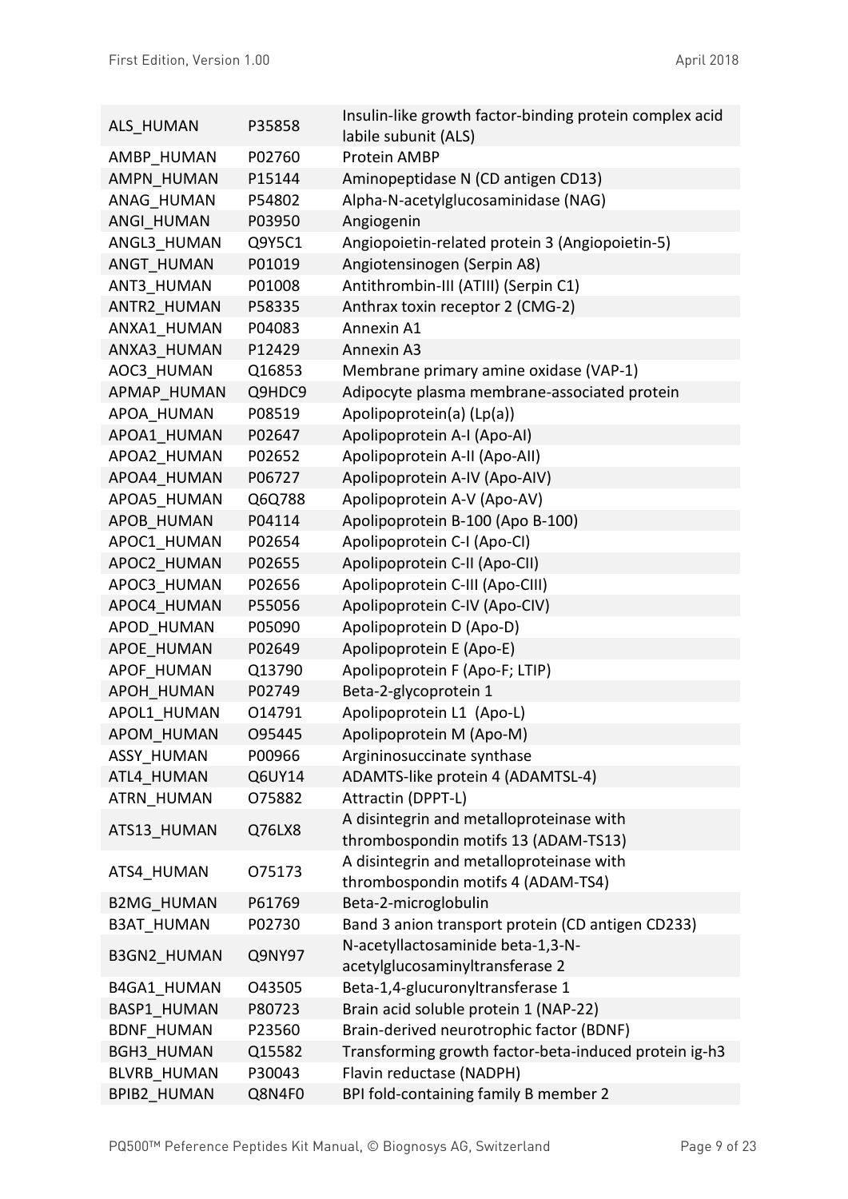| | | |
|---|---|---|
| ALS_HUMAN | P35858 | Insulin-like growth factor-binding protein complex acid labile subunit (ALS) |
| AMBP_HUMAN | P02760 | Protein AMBP |
| AMPN_HUMAN | P15144 | Aminopeptidase N (CD antigen CD13) |
| ANAG_HUMAN | P54802 | Alpha-N-acetylglucosaminidase (NAG) |
| ANGI_HUMAN | P03950 | Angiogenin |
| ANGL3_HUMAN | Q9Y5C1 | Angiopoietin-related protein 3 (Angiopoietin-5) |
| ANGT_HUMAN | P01019 | Angiotensinogen (Serpin A8) |
| ANT3_HUMAN | P01008 | Antithrombin-III (ATIII) (Serpin C1) |
| ANTR2_HUMAN | P58335 | Anthrax toxin receptor 2 (CMG-2) |
| ANXA1_HUMAN | P04083 | Annexin A1 |
| ANXA3_HUMAN | P12429 | Annexin A3 |
| AOC3_HUMAN | Q16853 | Membrane primary amine oxidase (VAP-1) |
| APMAP_HUMAN | Q9HDC9 | Adipocyte plasma membrane-associated protein |
| APOA_HUMAN | P08519 | Apolipoprotein(a) (Lp(a)) |
| APOA1_HUMAN | P02647 | Apolipoprotein A-I (Apo-AI) |
| APOA2_HUMAN | P02652 | Apolipoprotein A-II (Apo-AII) |
| APOA4_HUMAN | P06727 | Apolipoprotein A-IV (Apo-AIV) |
| APOA5_HUMAN | Q6Q788 | Apolipoprotein A-V (Apo-AV) |
| APOB_HUMAN | P04114 | Apolipoprotein B-100 (Apo B-100) |
| APOC1_HUMAN | P02654 | Apolipoprotein C-I (Apo-CI) |
| APOC2_HUMAN | P02655 | Apolipoprotein C-II (Apo-CII) |
| APOC3_HUMAN | P02656 | Apolipoprotein C-III (Apo-CIII) |
| APOC4_HUMAN | P55056 | Apolipoprotein C-IV (Apo-CIV) |
| APOD_HUMAN | P05090 | Apolipoprotein D (Apo-D) |
| APOE_HUMAN | P02649 | Apolipoprotein E (Apo-E) |
| APOF_HUMAN | Q13790 | Apolipoprotein F (Apo-F; LTIP) |
| APOH_HUMAN | P02749 | Beta-2-glycoprotein 1 |
| APOL1_HUMAN | O14791 | Apolipoprotein L1 (Apo-L) |
| APOM_HUMAN | O95445 | Apolipoprotein M (Apo-M) |
| ASSY_HUMAN | P00966 | Argininosuccinate synthase |
| ATL4_HUMAN | Q6UY14 | ADAMTS-like protein 4 (ADAMTSL-4) |
| ATRN_HUMAN | O75882 | Attractin (DPPT-L) |
| ATS13_HUMAN | Q76LX8 | A disintegrin and metalloproteinase with thrombospondin motifs 13 (ADAM-TS13) |
| ATS4_HUMAN | O75173 | A disintegrin and metalloproteinase with thrombospondin motifs 4 (ADAM-TS4) |
| B2MG_HUMAN | P61769 | Beta-2-microglobulin |
| B3AT_HUMAN | P02730 | Band 3 anion transport protein (CD antigen CD233) |
| B3GN2_HUMAN | Q9NY97 | N-acetyllactosaminide beta-1,3-N-acetylglucosaminyltransferase 2 |
| B4GA1_HUMAN | O43505 | Beta-1,4-glucuronyltransferase 1 |
| BASP1_HUMAN | P80723 | Brain acid soluble protein 1 (NAP-22) |
| BDNF_HUMAN | P23560 | Brain-derived neurotrophic factor (BDNF) |
| BGH3_HUMAN | Q15582 | Transforming growth factor-beta-induced protein ig-h3 |
| BLVRB_HUMAN | P30043 | Flavin reductase (NADPH) |
| BPIB2_HUMAN | Q8N4F0 | BPI fold-containing family B member 2 |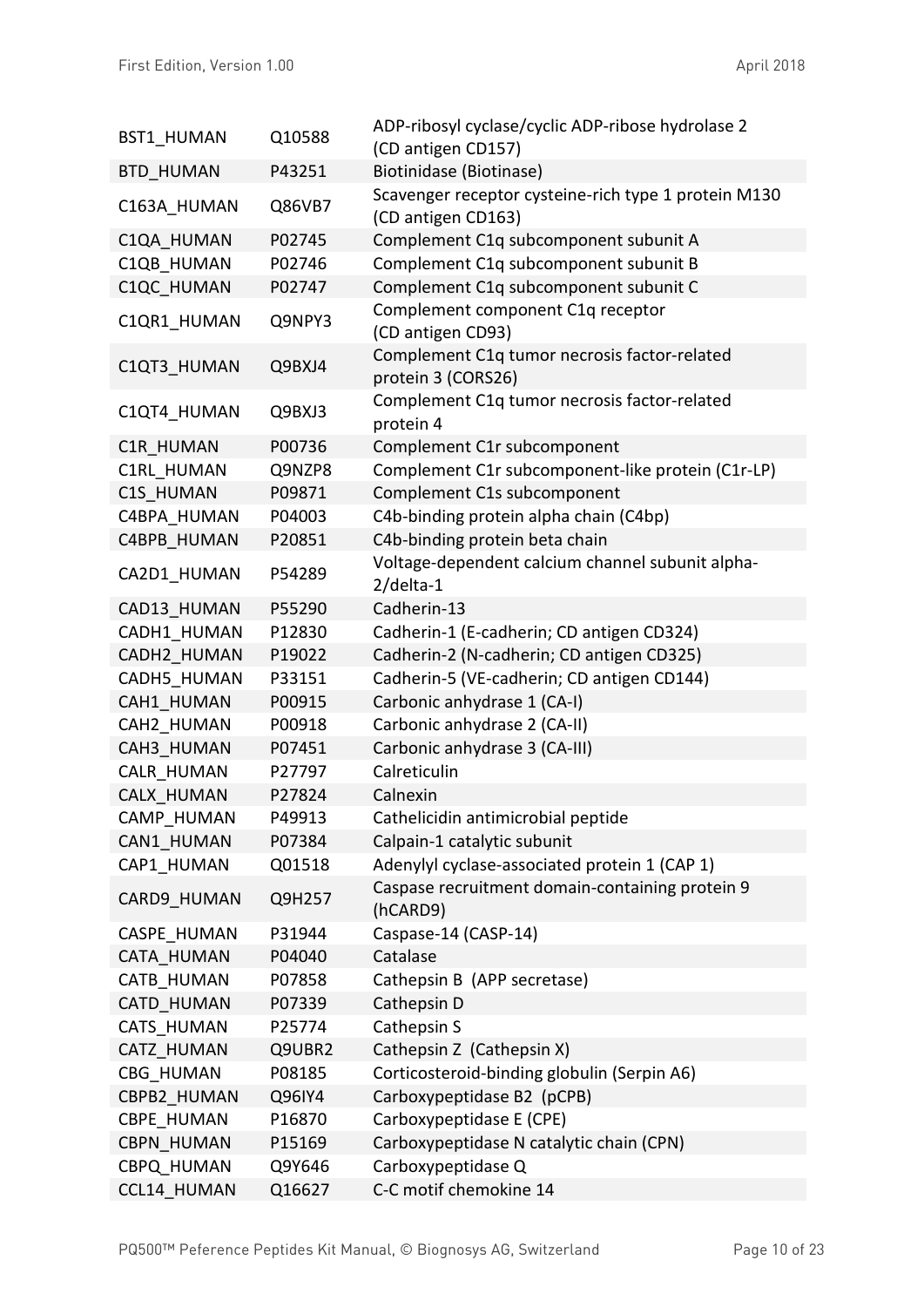| | | |
|---|---|---|
| BST1_HUMAN | Q10588 | ADP-ribosyl cyclase/cyclic ADP-ribose hydrolase 2 (CD antigen CD157) |
| BTD_HUMAN | P43251 | Biotinidase (Biotinase) |
| C163A_HUMAN | Q86VB7 | Scavenger receptor cysteine-rich type 1 protein M130 (CD antigen CD163) |
| C1QA_HUMAN | P02745 | Complement C1q subcomponent subunit A |
| C1QB_HUMAN | P02746 | Complement C1q subcomponent subunit B |
| C1QC_HUMAN | P02747 | Complement C1q subcomponent subunit C |
| C1QR1_HUMAN | Q9NPY3 | Complement component C1q receptor (CD antigen CD93) |
| C1QT3_HUMAN | Q9BXJ4 | Complement C1q tumor necrosis factor-related protein 3 (CORS26) |
| C1QT4_HUMAN | Q9BXJ3 | Complement C1q tumor necrosis factor-related protein 4 |
| C1R_HUMAN | P00736 | Complement C1r subcomponent |
| C1RL_HUMAN | Q9NZP8 | Complement C1r subcomponent-like protein (C1r-LP) |
| C1S_HUMAN | P09871 | Complement C1s subcomponent |
| C4BPA_HUMAN | P04003 | C4b-binding protein alpha chain (C4bp) |
| C4BPB_HUMAN | P20851 | C4b-binding protein beta chain |
| CA2D1_HUMAN | P54289 | Voltage-dependent calcium channel subunit alpha-2/delta-1 |
| CAD13_HUMAN | P55290 | Cadherin-13 |
| CADH1_HUMAN | P12830 | Cadherin-1 (E-cadherin; CD antigen CD324) |
| CADH2_HUMAN | P19022 | Cadherin-2 (N-cadherin; CD antigen CD325) |
| CADH5_HUMAN | P33151 | Cadherin-5 (VE-cadherin; CD antigen CD144) |
| CAH1_HUMAN | P00915 | Carbonic anhydrase 1 (CA-I) |
| CAH2_HUMAN | P00918 | Carbonic anhydrase 2 (CA-II) |
| CAH3_HUMAN | P07451 | Carbonic anhydrase 3 (CA-III) |
| CALR_HUMAN | P27797 | Calreticulin |
| CALX_HUMAN | P27824 | Calnexin |
| CAMP_HUMAN | P49913 | Cathelicidin antimicrobial peptide |
| CAN1_HUMAN | P07384 | Calpain-1 catalytic subunit |
| CAP1_HUMAN | Q01518 | Adenylyl cyclase-associated protein 1 (CAP 1) |
| CARD9_HUMAN | Q9H257 | Caspase recruitment domain-containing protein 9 (hCARD9) |
| CASPE_HUMAN | P31944 | Caspase-14 (CASP-14) |
| CATA_HUMAN | P04040 | Catalase |
| CATB_HUMAN | P07858 | Cathepsin B (APP secretase) |
| CATD_HUMAN | P07339 | Cathepsin D |
| CATS_HUMAN | P25774 | Cathepsin S |
| CATZ_HUMAN | Q9UBR2 | Cathepsin Z (Cathepsin X) |
| CBG_HUMAN | P08185 | Corticosteroid-binding globulin (Serpin A6) |
| CBPB2_HUMAN | Q96IY4 | Carboxypeptidase B2 (pCPB) |
| CBPE_HUMAN | P16870 | Carboxypeptidase E (CPE) |
| CBPN_HUMAN | P15169 | Carboxypeptidase N catalytic chain (CPN) |
| CBPQ_HUMAN | Q9Y646 | Carboxypeptidase Q |
| CCL14_HUMAN | Q16627 | C-C motif chemokine 14 |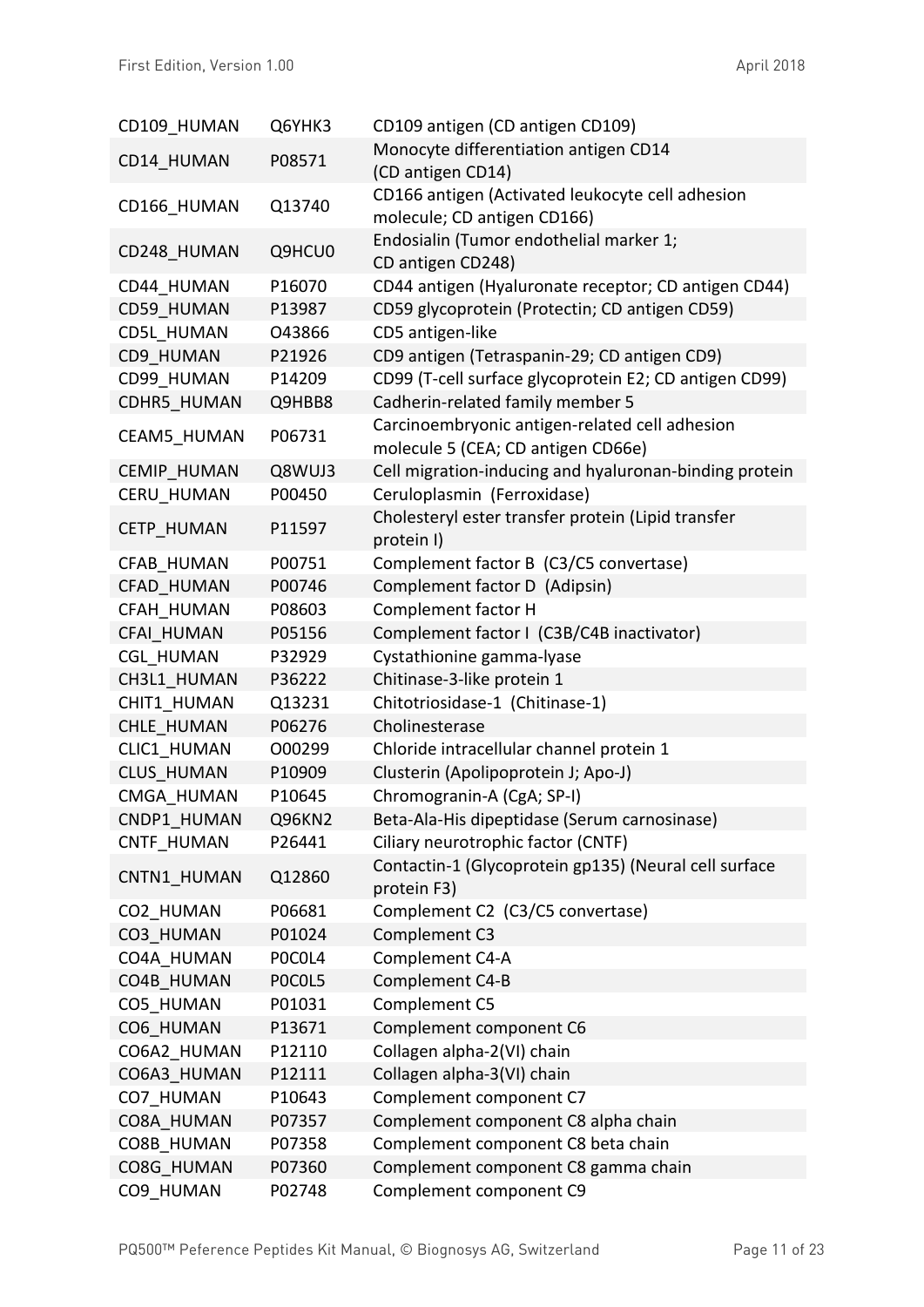| | | |
|---|---|---|
| CD109_HUMAN | Q6YHK3 | CD109 antigen (CD antigen CD109) |
| CD14_HUMAN | P08571 | Monocyte differentiation antigen CD14 (CD antigen CD14) |
| CD166_HUMAN | Q13740 | CD166 antigen (Activated leukocyte cell adhesion molecule; CD antigen CD166) |
| CD248_HUMAN | Q9HCU0 | Endosialin (Tumor endothelial marker 1; CD antigen CD248) |
| CD44_HUMAN | P16070 | CD44 antigen (Hyaluronate receptor; CD antigen CD44) |
| CD59_HUMAN | P13987 | CD59 glycoprotein (Protectin; CD antigen CD59) |
| CD5L_HUMAN | O43866 | CD5 antigen-like |
| CD9_HUMAN | P21926 | CD9 antigen (Tetraspanin-29; CD antigen CD9) |
| CD99_HUMAN | P14209 | CD99 (T-cell surface glycoprotein E2; CD antigen CD99) |
| CDHR5_HUMAN | Q9HBB8 | Cadherin-related family member 5 |
| CEAM5_HUMAN | P06731 | Carcinoembryonic antigen-related cell adhesion molecule 5 (CEA; CD antigen CD66e) |
| CEMIP_HUMAN | Q8WUJ3 | Cell migration-inducing and hyaluronan-binding protein |
| CERU_HUMAN | P00450 | Ceruloplasmin (Ferroxidase) |
| CETP_HUMAN | P11597 | Cholesteryl ester transfer protein (Lipid transfer protein I) |
| CFAB_HUMAN | P00751 | Complement factor B (C3/C5 convertase) |
| CFAD_HUMAN | P00746 | Complement factor D (Adipsin) |
| CFAH_HUMAN | P08603 | Complement factor H |
| CFAI_HUMAN | P05156 | Complement factor I (C3B/C4B inactivator) |
| CGL_HUMAN | P32929 | Cystathionine gamma-lyase |
| CH3L1_HUMAN | P36222 | Chitinase-3-like protein 1 |
| CHIT1_HUMAN | Q13231 | Chitotriosidase-1 (Chitinase-1) |
| CHLE_HUMAN | P06276 | Cholinesterase |
| CLIC1_HUMAN | O00299 | Chloride intracellular channel protein 1 |
| CLUS_HUMAN | P10909 | Clusterin (Apolipoprotein J; Apo-J) |
| CMGA_HUMAN | P10645 | Chromogranin-A (CgA; SP-I) |
| CNDP1_HUMAN | Q96KN2 | Beta-Ala-His dipeptidase (Serum carnosinase) |
| CNTF_HUMAN | P26441 | Ciliary neurotrophic factor (CNTF) |
| CNTN1_HUMAN | Q12860 | Contactin-1 (Glycoprotein gp135) (Neural cell surface protein F3) |
| CO2_HUMAN | P06681 | Complement C2 (C3/C5 convertase) |
| CO3_HUMAN | P01024 | Complement C3 |
| CO4A_HUMAN | P0C0L4 | Complement C4-A |
| CO4B_HUMAN | P0C0L5 | Complement C4-B |
| CO5_HUMAN | P01031 | Complement C5 |
| CO6_HUMAN | P13671 | Complement component C6 |
| CO6A2_HUMAN | P12110 | Collagen alpha-2(VI) chain |
| CO6A3_HUMAN | P12111 | Collagen alpha-3(VI) chain |
| CO7_HUMAN | P10643 | Complement component C7 |
| CO8A_HUMAN | P07357 | Complement component C8 alpha chain |
| CO8B_HUMAN | P07358 | Complement component C8 beta chain |
| CO8G_HUMAN | P07360 | Complement component C8 gamma chain |
| CO9_HUMAN | P02748 | Complement component C9 |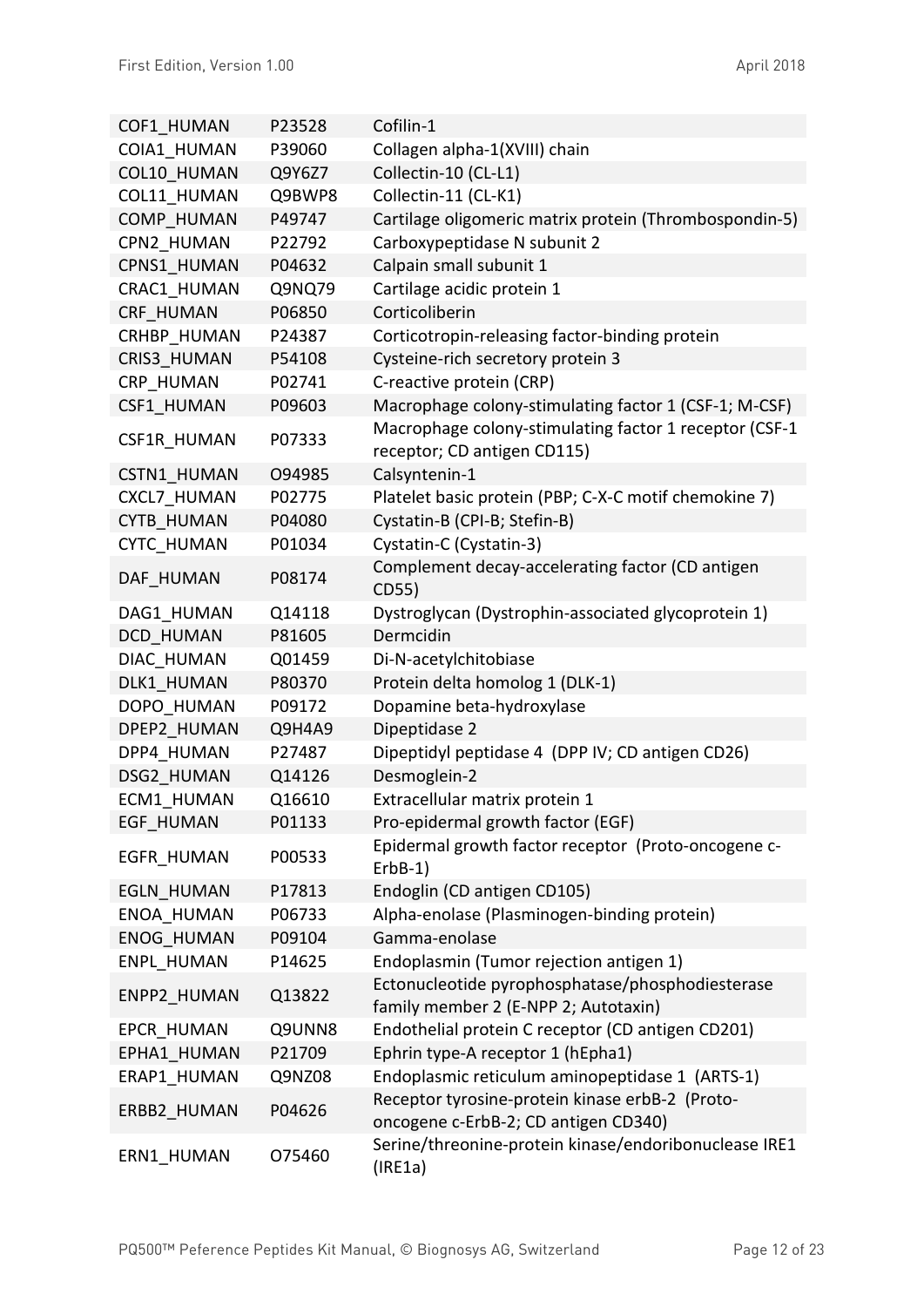| | | |
|---|---|---|
| COF1_HUMAN | P23528 | Cofilin-1 |
| COIA1_HUMAN | P39060 | Collagen alpha-1(XVIII) chain |
| COL10_HUMAN | Q9Y6Z7 | Collectin-10 (CL-L1) |
| COL11_HUMAN | Q9BWP8 | Collectin-11 (CL-K1) |
| COMP_HUMAN | P49747 | Cartilage oligomeric matrix protein (Thrombospondin-5) |
| CPN2_HUMAN | P22792 | Carboxypeptidase N subunit 2 |
| CPNS1_HUMAN | P04632 | Calpain small subunit 1 |
| CRAC1_HUMAN | Q9NQ79 | Cartilage acidic protein 1 |
| CRF_HUMAN | P06850 | Corticoliberin |
| CRHBP_HUMAN | P24387 | Corticotropin-releasing factor-binding protein |
| CRIS3_HUMAN | P54108 | Cysteine-rich secretory protein 3 |
| CRP_HUMAN | P02741 | C-reactive protein (CRP) |
| CSF1_HUMAN | P09603 | Macrophage colony-stimulating factor 1 (CSF-1; M-CSF) |
| CSF1R_HUMAN | P07333 | Macrophage colony-stimulating factor 1 receptor (CSF-1 receptor; CD antigen CD115) |
| CSTN1_HUMAN | O94985 | Calsyntenin-1 |
| CXCL7_HUMAN | P02775 | Platelet basic protein (PBP; C-X-C motif chemokine 7) |
| CYTB_HUMAN | P04080 | Cystatin-B (CPI-B; Stefin-B) |
| CYTC_HUMAN | P01034 | Cystatin-C (Cystatin-3) |
| DAF_HUMAN | P08174 | Complement decay-accelerating factor (CD antigen CD55) |
| DAG1_HUMAN | Q14118 | Dystroglycan (Dystrophin-associated glycoprotein 1) |
| DCD_HUMAN | P81605 | Dermcidin |
| DIAC_HUMAN | Q01459 | Di-N-acetylchitobiase |
| DLK1_HUMAN | P80370 | Protein delta homolog 1 (DLK-1) |
| DOPO_HUMAN | P09172 | Dopamine beta-hydroxylase |
| DPEP2_HUMAN | Q9H4A9 | Dipeptidase 2 |
| DPP4_HUMAN | P27487 | Dipeptidyl peptidase 4 (DPP IV; CD antigen CD26) |
| DSG2_HUMAN | Q14126 | Desmoglein-2 |
| ECM1_HUMAN | Q16610 | Extracellular matrix protein 1 |
| EGF_HUMAN | P01133 | Pro-epidermal growth factor (EGF) |
| EGFR_HUMAN | P00533 | Epidermal growth factor receptor (Proto-oncogene c-ErbB-1) |
| EGLN_HUMAN | P17813 | Endoglin (CD antigen CD105) |
| ENOA_HUMAN | P06733 | Alpha-enolase (Plasminogen-binding protein) |
| ENOG_HUMAN | P09104 | Gamma-enolase |
| ENPL_HUMAN | P14625 | Endoplasmin (Tumor rejection antigen 1) |
| ENPP2_HUMAN | Q13822 | Ectonucleotide pyrophosphatase/phosphodiesterase family member 2 (E-NPP 2; Autotaxin) |
| EPCR_HUMAN | Q9UNN8 | Endothelial protein C receptor (CD antigen CD201) |
| EPHA1_HUMAN | P21709 | Ephrin type-A receptor 1 (hEpha1) |
| ERAP1_HUMAN | Q9NZ08 | Endoplasmic reticulum aminopeptidase 1 (ARTS-1) |
| ERBB2_HUMAN | P04626 | Receptor tyrosine-protein kinase erbB-2 (Proto-oncogene c-ErbB-2; CD antigen CD340) |
| ERN1_HUMAN | O75460 | Serine/threonine-protein kinase/endoribonuclease IRE1 (IRE1a) |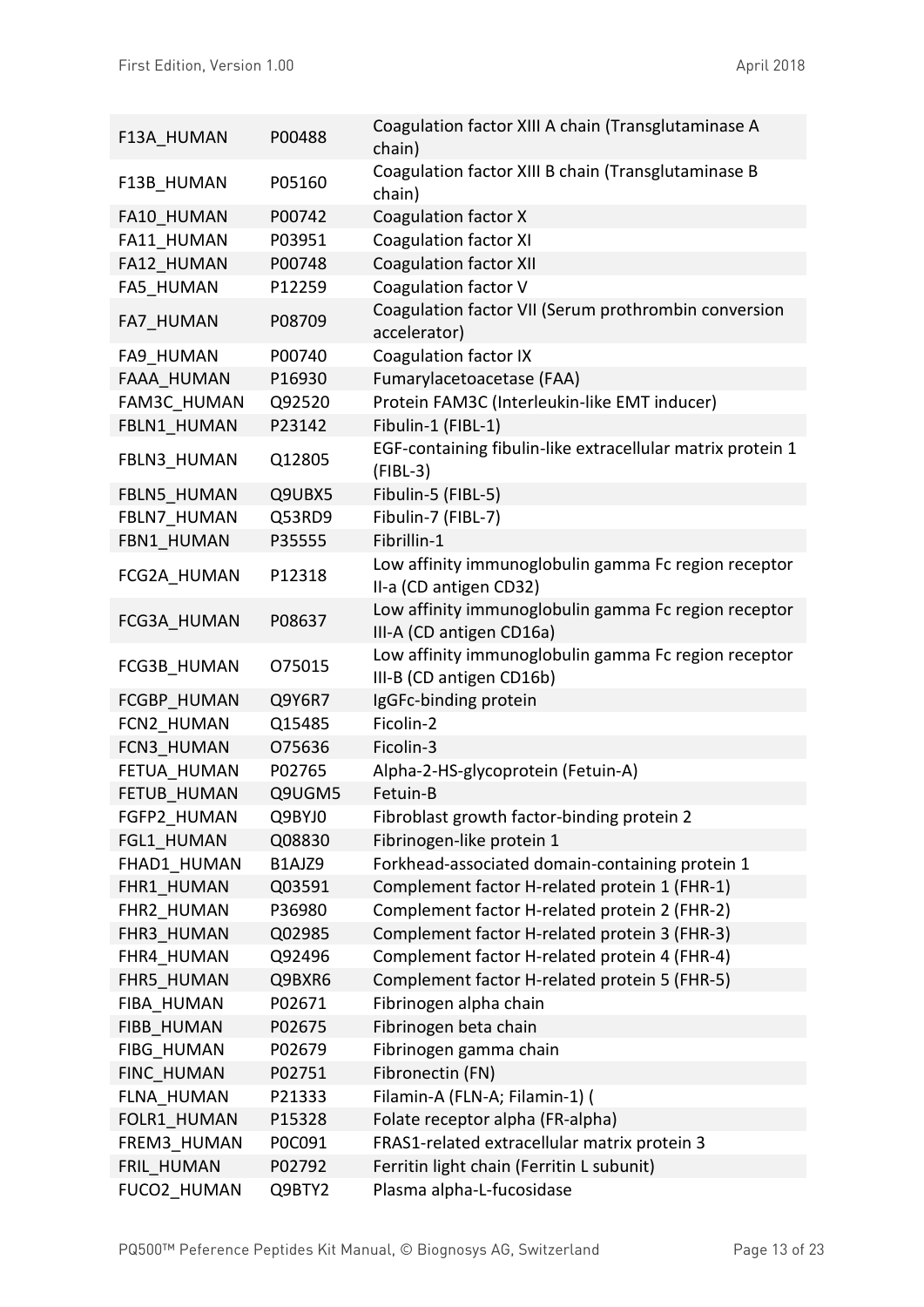| | | |
|---|---|---|
| F13A_HUMAN | P00488 | Coagulation factor XIII A chain (Transglutaminase A chain) |
| F13B_HUMAN | P05160 | Coagulation factor XIII B chain (Transglutaminase B chain) |
| FA10_HUMAN | P00742 | Coagulation factor X |
| FA11_HUMAN | P03951 | Coagulation factor XI |
| FA12_HUMAN | P00748 | Coagulation factor XII |
| FA5_HUMAN | P12259 | Coagulation factor V |
| FA7_HUMAN | P08709 | Coagulation factor VII (Serum prothrombin conversion accelerator) |
| FA9_HUMAN | P00740 | Coagulation factor IX |
| FAAA_HUMAN | P16930 | Fumarylacetoacetase (FAA) |
| FAM3C_HUMAN | Q92520 | Protein FAM3C (Interleukin-like EMT inducer) |
| FBLN1_HUMAN | P23142 | Fibulin-1 (FIBL-1) |
| FBLN3_HUMAN | Q12805 | EGF-containing fibulin-like extracellular matrix protein 1 (FIBL-3) |
| FBLN5_HUMAN | Q9UBX5 | Fibulin-5 (FIBL-5) |
| FBLN7_HUMAN | Q53RD9 | Fibulin-7 (FIBL-7) |
| FBN1_HUMAN | P35555 | Fibrillin-1 |
| FCG2A_HUMAN | P12318 | Low affinity immunoglobulin gamma Fc region receptor II-a (CD antigen CD32) |
| FCG3A_HUMAN | P08637 | Low affinity immunoglobulin gamma Fc region receptor III-A (CD antigen CD16a) |
| FCG3B_HUMAN | O75015 | Low affinity immunoglobulin gamma Fc region receptor III-B (CD antigen CD16b) |
| FCGBP_HUMAN | Q9Y6R7 | IgGFc-binding protein |
| FCN2_HUMAN | Q15485 | Ficolin-2 |
| FCN3_HUMAN | O75636 | Ficolin-3 |
| FETUA_HUMAN | P02765 | Alpha-2-HS-glycoprotein (Fetuin-A) |
| FETUB_HUMAN | Q9UGM5 | Fetuin-B |
| FGFP2_HUMAN | Q9BYJ0 | Fibroblast growth factor-binding protein 2 |
| FGL1_HUMAN | Q08830 | Fibrinogen-like protein 1 |
| FHAD1_HUMAN | B1AJZ9 | Forkhead-associated domain-containing protein 1 |
| FHR1_HUMAN | Q03591 | Complement factor H-related protein 1 (FHR-1) |
| FHR2_HUMAN | P36980 | Complement factor H-related protein 2 (FHR-2) |
| FHR3_HUMAN | Q02985 | Complement factor H-related protein 3 (FHR-3) |
| FHR4_HUMAN | Q92496 | Complement factor H-related protein 4 (FHR-4) |
| FHR5_HUMAN | Q9BXR6 | Complement factor H-related protein 5 (FHR-5) |
| FIBA_HUMAN | P02671 | Fibrinogen alpha chain |
| FIBB_HUMAN | P02675 | Fibrinogen beta chain |
| FIBG_HUMAN | P02679 | Fibrinogen gamma chain |
| FINC_HUMAN | P02751 | Fibronectin (FN) |
| FLNA_HUMAN | P21333 | Filamin-A (FLN-A; Filamin-1) ( |
| FOLR1_HUMAN | P15328 | Folate receptor alpha (FR-alpha) |
| FREM3_HUMAN | P0C091 | FRAS1-related extracellular matrix protein 3 |
| FRIL_HUMAN | P02792 | Ferritin light chain (Ferritin L subunit) |
| FUCO2_HUMAN | Q9BTY2 | Plasma alpha-L-fucosidase |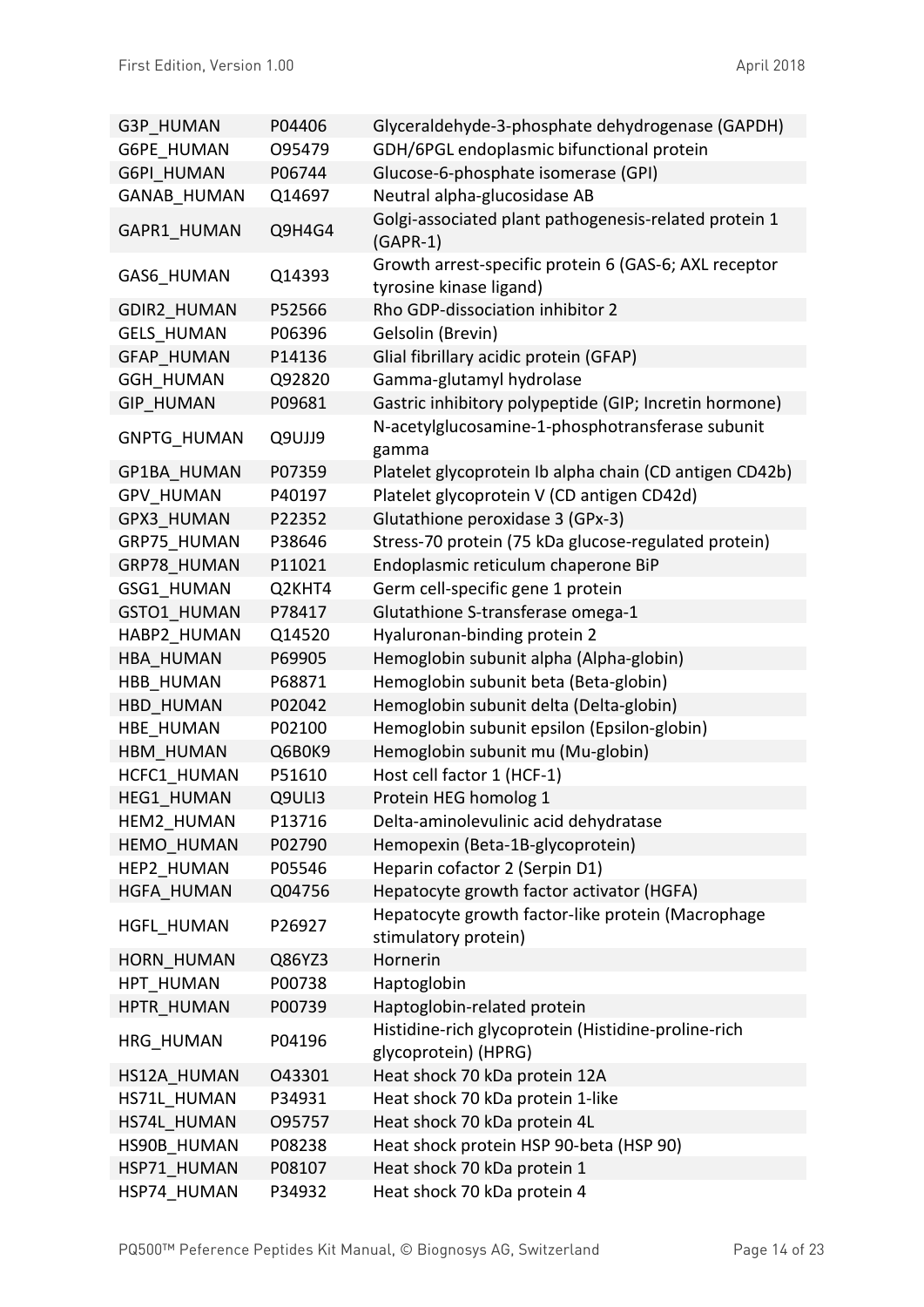| G3P_HUMAN | P04406 | Glyceraldehyde-3-phosphate dehydrogenase (GAPDH) |
|---|---|---|
| G6PE_HUMAN | O95479 | GDH/6PGL endoplasmic bifunctional protein |
| G6PI_HUMAN | P06744 | Glucose-6-phosphate isomerase (GPI) |
| GANAB_HUMAN | Q14697 | Neutral alpha-glucosidase AB |
| GAPR1_HUMAN | Q9H4G4 | Golgi-associated plant pathogenesis-related protein 1 (GAPR-1) |
| GAS6_HUMAN | Q14393 | Growth arrest-specific protein 6 (GAS-6; AXL receptor tyrosine kinase ligand) |
| GDIR2_HUMAN | P52566 | Rho GDP-dissociation inhibitor 2 |
| GELS_HUMAN | P06396 | Gelsolin (Brevin) |
| GFAP_HUMAN | P14136 | Glial fibrillary acidic protein (GFAP) |
| GGH_HUMAN | Q92820 | Gamma-glutamyl hydrolase |
| GIP_HUMAN | P09681 | Gastric inhibitory polypeptide (GIP; Incretin hormone) |
| GNPTG_HUMAN | Q9UJJ9 | N-acetylglucosamine-1-phosphotransferase subunit gamma |
| GP1BA_HUMAN | P07359 | Platelet glycoprotein Ib alpha chain (CD antigen CD42b) |
| GPV_HUMAN | P40197 | Platelet glycoprotein V (CD antigen CD42d) |
| GPX3_HUMAN | P22352 | Glutathione peroxidase 3 (GPx-3) |
| GRP75_HUMAN | P38646 | Stress-70 protein (75 kDa glucose-regulated protein) |
| GRP78_HUMAN | P11021 | Endoplasmic reticulum chaperone BiP |
| GSG1_HUMAN | Q2KHT4 | Germ cell-specific gene 1 protein |
| GSTO1_HUMAN | P78417 | Glutathione S-transferase omega-1 |
| HABP2_HUMAN | Q14520 | Hyaluronan-binding protein 2 |
| HBA_HUMAN | P69905 | Hemoglobin subunit alpha (Alpha-globin) |
| HBB_HUMAN | P68871 | Hemoglobin subunit beta (Beta-globin) |
| HBD_HUMAN | P02042 | Hemoglobin subunit delta (Delta-globin) |
| HBE_HUMAN | P02100 | Hemoglobin subunit epsilon (Epsilon-globin) |
| HBM_HUMAN | Q6B0K9 | Hemoglobin subunit mu (Mu-globin) |
| HCFC1_HUMAN | P51610 | Host cell factor 1 (HCF-1) |
| HEG1_HUMAN | Q9ULI3 | Protein HEG homolog 1 |
| HEM2_HUMAN | P13716 | Delta-aminolevulinic acid dehydratase |
| HEMO_HUMAN | P02790 | Hemopexin (Beta-1B-glycoprotein) |
| HEP2_HUMAN | P05546 | Heparin cofactor 2 (Serpin D1) |
| HGFA_HUMAN | Q04756 | Hepatocyte growth factor activator (HGFA) |
| HGFL_HUMAN | P26927 | Hepatocyte growth factor-like protein (Macrophage stimulatory protein) |
| HORN_HUMAN | Q86YZ3 | Hornerin |
| HPT_HUMAN | P00738 | Haptoglobin |
| HPTR_HUMAN | P00739 | Haptoglobin-related protein |
| HRG_HUMAN | P04196 | Histidine-rich glycoprotein (Histidine-proline-rich glycoprotein) (HPRG) |
| HS12A_HUMAN | O43301 | Heat shock 70 kDa protein 12A |
| HS71L_HUMAN | P34931 | Heat shock 70 kDa protein 1-like |
| HS74L_HUMAN | O95757 | Heat shock 70 kDa protein 4L |
| HS90B_HUMAN | P08238 | Heat shock protein HSP 90-beta (HSP 90) |
| HSP71_HUMAN | P08107 | Heat shock 70 kDa protein 1 |
| HSP74_HUMAN | P34932 | Heat shock 70 kDa protein 4 |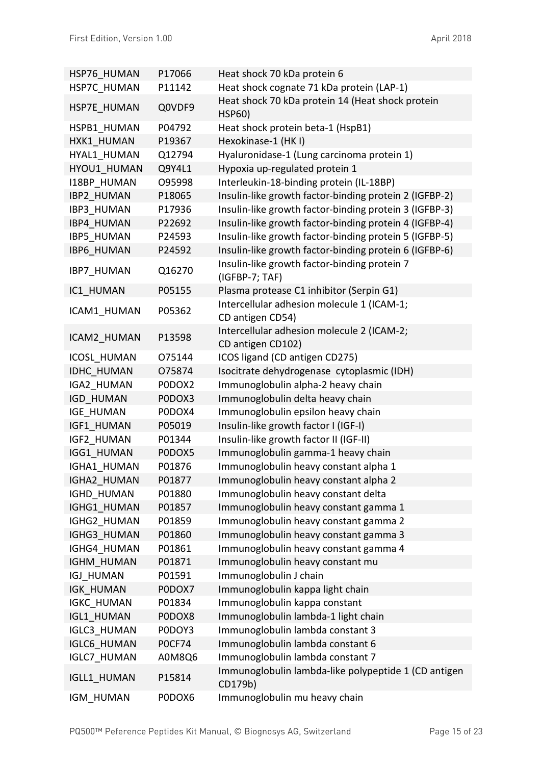| | | |
|---|---|---|
| HSP76_HUMAN | P17066 | Heat shock 70 kDa protein 6 |
| HSP7C_HUMAN | P11142 | Heat shock cognate 71 kDa protein (LAP-1) |
| HSP7E_HUMAN | Q0VDF9 | Heat shock 70 kDa protein 14 (Heat shock protein HSP60) |
| HSPB1_HUMAN | P04792 | Heat shock protein beta-1 (HspB1) |
| HXK1_HUMAN | P19367 | Hexokinase-1 (HK I) |
| HYAL1_HUMAN | Q12794 | Hyaluronidase-1 (Lung carcinoma protein 1) |
| HYOU1_HUMAN | Q9Y4L1 | Hypoxia up-regulated protein 1 |
| I18BP_HUMAN | O95998 | Interleukin-18-binding protein (IL-18BP) |
| IBP2_HUMAN | P18065 | Insulin-like growth factor-binding protein 2 (IGFBP-2) |
| IBP3_HUMAN | P17936 | Insulin-like growth factor-binding protein 3 (IGFBP-3) |
| IBP4_HUMAN | P22692 | Insulin-like growth factor-binding protein 4 (IGFBP-4) |
| IBP5_HUMAN | P24593 | Insulin-like growth factor-binding protein 5 (IGFBP-5) |
| IBP6_HUMAN | P24592 | Insulin-like growth factor-binding protein 6 (IGFBP-6) |
| IBP7_HUMAN | Q16270 | Insulin-like growth factor-binding protein 7 (IGFBP-7; TAF) |
| IC1_HUMAN | P05155 | Plasma protease C1 inhibitor (Serpin G1) |
| ICAM1_HUMAN | P05362 | Intercellular adhesion molecule 1 (ICAM-1; CD antigen CD54) |
| ICAM2_HUMAN | P13598 | Intercellular adhesion molecule 2 (ICAM-2; CD antigen CD102) |
| ICOSL_HUMAN | O75144 | ICOS ligand (CD antigen CD275) |
| IDHC_HUMAN | O75874 | Isocitrate dehydrogenase cytoplasmic (IDH) |
| IGA2_HUMAN | P0DOX2 | Immunoglobulin alpha-2 heavy chain |
| IGD_HUMAN | P0DOX3 | Immunoglobulin delta heavy chain |
| IGE_HUMAN | P0DOX4 | Immunoglobulin epsilon heavy chain |
| IGF1_HUMAN | P05019 | Insulin-like growth factor I (IGF-I) |
| IGF2_HUMAN | P01344 | Insulin-like growth factor II (IGF-II) |
| IGG1_HUMAN | P0DOX5 | Immunoglobulin gamma-1 heavy chain |
| IGHA1_HUMAN | P01876 | Immunoglobulin heavy constant alpha 1 |
| IGHA2_HUMAN | P01877 | Immunoglobulin heavy constant alpha 2 |
| IGHD_HUMAN | P01880 | Immunoglobulin heavy constant delta |
| IGHG1_HUMAN | P01857 | Immunoglobulin heavy constant gamma 1 |
| IGHG2_HUMAN | P01859 | Immunoglobulin heavy constant gamma 2 |
| IGHG3_HUMAN | P01860 | Immunoglobulin heavy constant gamma 3 |
| IGHG4_HUMAN | P01861 | Immunoglobulin heavy constant gamma 4 |
| IGHM_HUMAN | P01871 | Immunoglobulin heavy constant mu |
| IGJ_HUMAN | P01591 | Immunoglobulin J chain |
| IGK_HUMAN | P0DOX7 | Immunoglobulin kappa light chain |
| IGKC_HUMAN | P01834 | Immunoglobulin kappa constant |
| IGL1_HUMAN | P0DOX8 | Immunoglobulin lambda-1 light chain |
| IGLC3_HUMAN | P0DOY3 | Immunoglobulin lambda constant 3 |
| IGLC6_HUMAN | P0CF74 | Immunoglobulin lambda constant 6 |
| IGLC7_HUMAN | A0M8Q6 | Immunoglobulin lambda constant 7 |
| IGLL1_HUMAN | P15814 | Immunoglobulin lambda-like polypeptide 1 (CD antigen CD179b) |
| IGM_HUMAN | P0DOX6 | Immunoglobulin mu heavy chain |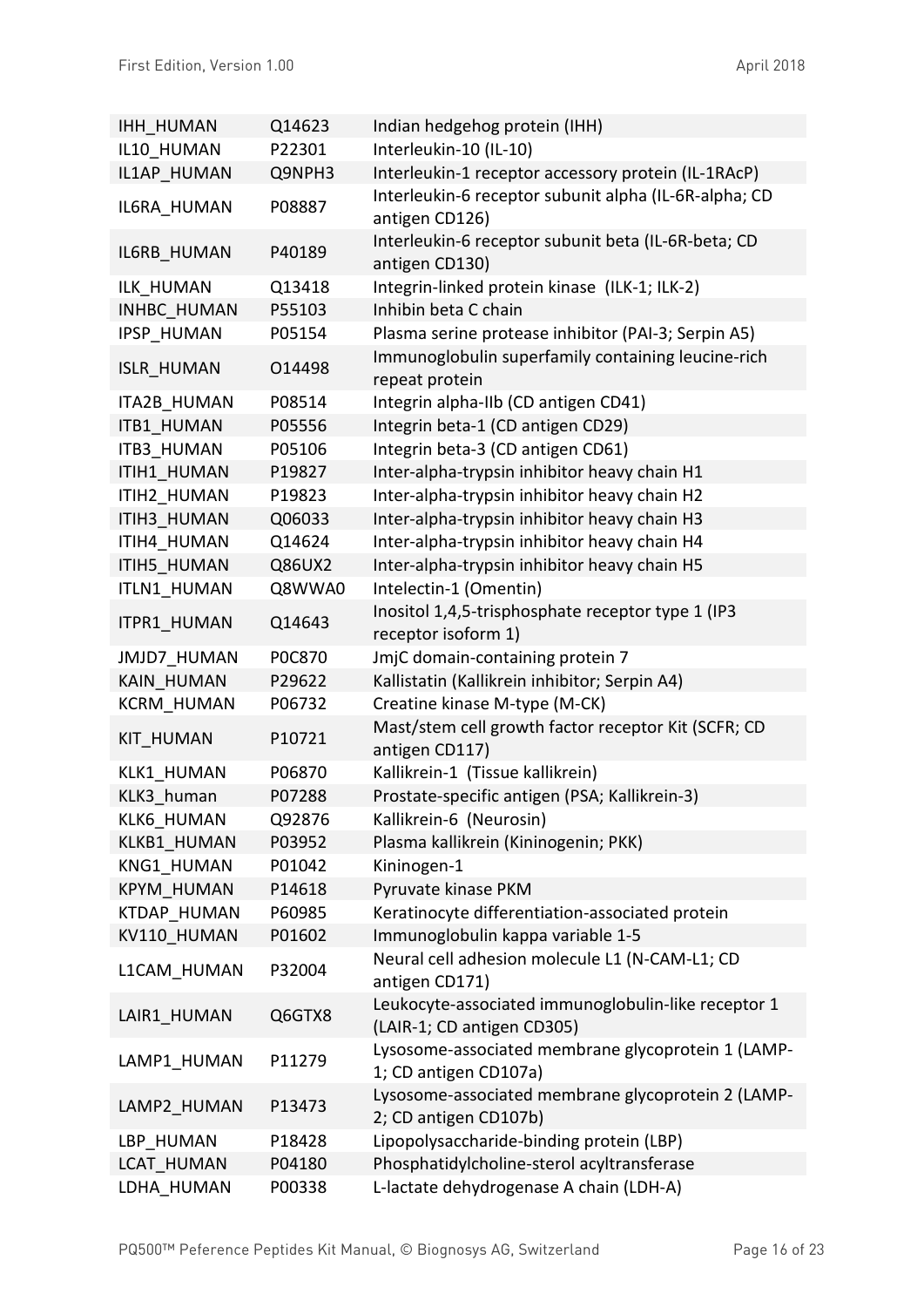| | | |
|---|---|---|
| IHH_HUMAN | Q14623 | Indian hedgehog protein (IHH) |
| IL10_HUMAN | P22301 | Interleukin-10 (IL-10) |
| IL1AP_HUMAN | Q9NPH3 | Interleukin-1 receptor accessory protein (IL-1RAcP) |
| IL6RA_HUMAN | P08887 | Interleukin-6 receptor subunit alpha (IL-6R-alpha; CD antigen CD126) |
| IL6RB_HUMAN | P40189 | Interleukin-6 receptor subunit beta (IL-6R-beta; CD antigen CD130) |
| ILK_HUMAN | Q13418 | Integrin-linked protein kinase (ILK-1; ILK-2) |
| INHBC_HUMAN | P55103 | Inhibin beta C chain |
| IPSP_HUMAN | P05154 | Plasma serine protease inhibitor (PAI-3; Serpin A5) |
| ISLR_HUMAN | O14498 | Immunoglobulin superfamily containing leucine-rich repeat protein |
| ITA2B_HUMAN | P08514 | Integrin alpha-IIb (CD antigen CD41) |
| ITB1_HUMAN | P05556 | Integrin beta-1 (CD antigen CD29) |
| ITB3_HUMAN | P05106 | Integrin beta-3 (CD antigen CD61) |
| ITIH1_HUMAN | P19827 | Inter-alpha-trypsin inhibitor heavy chain H1 |
| ITIH2_HUMAN | P19823 | Inter-alpha-trypsin inhibitor heavy chain H2 |
| ITIH3_HUMAN | Q06033 | Inter-alpha-trypsin inhibitor heavy chain H3 |
| ITIH4_HUMAN | Q14624 | Inter-alpha-trypsin inhibitor heavy chain H4 |
| ITIH5_HUMAN | Q86UX2 | Inter-alpha-trypsin inhibitor heavy chain H5 |
| ITLN1_HUMAN | Q8WWA0 | Intelectin-1 (Omentin) |
| ITPR1_HUMAN | Q14643 | Inositol 1,4,5-trisphosphate receptor type 1 (IP3 receptor isoform 1) |
| JMJD7_HUMAN | P0C870 | JmjC domain-containing protein 7 |
| KAIN_HUMAN | P29622 | Kallistatin (Kallikrein inhibitor; Serpin A4) |
| KCRM_HUMAN | P06732 | Creatine kinase M-type (M-CK) |
| KIT_HUMAN | P10721 | Mast/stem cell growth factor receptor Kit (SCFR; CD antigen CD117) |
| KLK1_HUMAN | P06870 | Kallikrein-1 (Tissue kallikrein) |
| KLK3_human | P07288 | Prostate-specific antigen (PSA; Kallikrein-3) |
| KLK6_HUMAN | Q92876 | Kallikrein-6 (Neurosin) |
| KLKB1_HUMAN | P03952 | Plasma kallikrein (Kininogenin; PKK) |
| KNG1_HUMAN | P01042 | Kininogen-1 |
| KPYM_HUMAN | P14618 | Pyruvate kinase PKM |
| KTDAP_HUMAN | P60985 | Keratinocyte differentiation-associated protein |
| KV110_HUMAN | P01602 | Immunoglobulin kappa variable 1-5 |
| L1CAM_HUMAN | P32004 | Neural cell adhesion molecule L1 (N-CAM-L1; CD antigen CD171) |
| LAIR1_HUMAN | Q6GTX8 | Leukocyte-associated immunoglobulin-like receptor 1 (LAIR-1; CD antigen CD305) |
| LAMP1_HUMAN | P11279 | Lysosome-associated membrane glycoprotein 1 (LAMP-1; CD antigen CD107a) |
| LAMP2_HUMAN | P13473 | Lysosome-associated membrane glycoprotein 2 (LAMP-2; CD antigen CD107b) |
| LBP_HUMAN | P18428 | Lipopolysaccharide-binding protein (LBP) |
| LCAT_HUMAN | P04180 | Phosphatidylcholine-sterol acyltransferase |
| LDHA_HUMAN | P00338 | L-lactate dehydrogenase A chain (LDH-A) |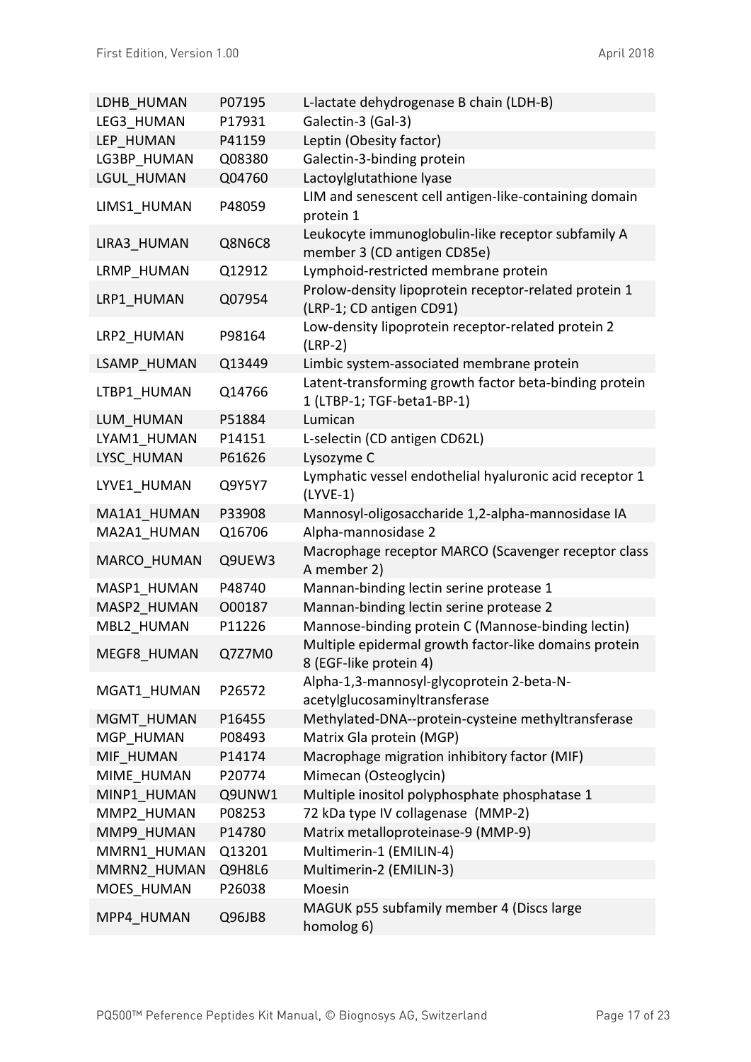| | | |
|---|---|---|
| LDHB_HUMAN | P07195 | L-lactate dehydrogenase B chain (LDH-B) |
| LEG3_HUMAN | P17931 | Galectin-3 (Gal-3) |
| LEP_HUMAN | P41159 | Leptin (Obesity factor) |
| LG3BP_HUMAN | Q08380 | Galectin-3-binding protein |
| LGUL_HUMAN | Q04760 | Lactoylglutathione lyase |
| LIMS1_HUMAN | P48059 | LIM and senescent cell antigen-like-containing domain protein 1 |
| LIRA3_HUMAN | Q8N6C8 | Leukocyte immunoglobulin-like receptor subfamily A member 3 (CD antigen CD85e) |
| LRMP_HUMAN | Q12912 | Lymphoid-restricted membrane protein |
| LRP1_HUMAN | Q07954 | Prolow-density lipoprotein receptor-related protein 1 (LRP-1; CD antigen CD91) |
| LRP2_HUMAN | P98164 | Low-density lipoprotein receptor-related protein 2 (LRP-2) |
| LSAMP_HUMAN | Q13449 | Limbic system-associated membrane protein |
| LTBP1_HUMAN | Q14766 | Latent-transforming growth factor beta-binding protein 1 (LTBP-1; TGF-beta1-BP-1) |
| LUM_HUMAN | P51884 | Lumican |
| LYAM1_HUMAN | P14151 | L-selectin (CD antigen CD62L) |
| LYSC_HUMAN | P61626 | Lysozyme C |
| LYVE1_HUMAN | Q9Y5Y7 | Lymphatic vessel endothelial hyaluronic acid receptor 1 (LYVE-1) |
| MA1A1_HUMAN | P33908 | Mannosyl-oligosaccharide 1,2-alpha-mannosidase IA |
| MA2A1_HUMAN | Q16706 | Alpha-mannosidase 2 |
| MARCO_HUMAN | Q9UEW3 | Macrophage receptor MARCO (Scavenger receptor class A member 2) |
| MASP1_HUMAN | P48740 | Mannan-binding lectin serine protease 1 |
| MASP2_HUMAN | O00187 | Mannan-binding lectin serine protease 2 |
| MBL2_HUMAN | P11226 | Mannose-binding protein C (Mannose-binding lectin) |
| MEGF8_HUMAN | Q7Z7M0 | Multiple epidermal growth factor-like domains protein 8 (EGF-like protein 4) |
| MGAT1_HUMAN | P26572 | Alpha-1,3-mannosyl-glycoprotein 2-beta-N-acetylglucosaminyltransferase |
| MGMT_HUMAN | P16455 | Methylated-DNA--protein-cysteine methyltransferase |
| MGP_HUMAN | P08493 | Matrix Gla protein (MGP) |
| MIF_HUMAN | P14174 | Macrophage migration inhibitory factor (MIF) |
| MIME_HUMAN | P20774 | Mimecan (Osteoglycin) |
| MINP1_HUMAN | Q9UNW1 | Multiple inositol polyphosphate phosphatase 1 |
| MMP2_HUMAN | P08253 | 72 kDa type IV collagenase (MMP-2) |
| MMP9_HUMAN | P14780 | Matrix metalloproteinase-9 (MMP-9) |
| MMRN1_HUMAN | Q13201 | Multimerin-1 (EMILIN-4) |
| MMRN2_HUMAN | Q9H8L6 | Multimerin-2 (EMILIN-3) |
| MOES_HUMAN | P26038 | Moesin |
| MPP4_HUMAN | Q96JB8 | MAGUK p55 subfamily member 4 (Discs large homolog 6) |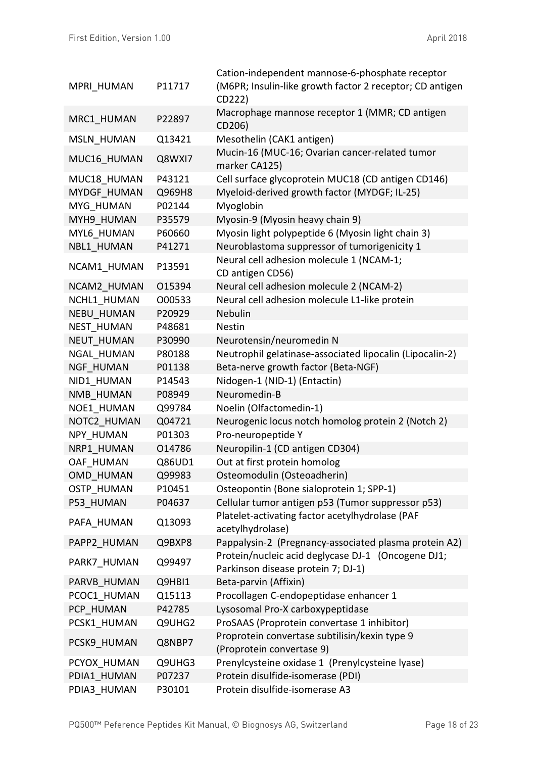| | | |
|---|---|---|
| MPRI_HUMAN | P11717 | Cation-independent mannose-6-phosphate receptor (M6PR; Insulin-like growth factor 2 receptor; CD antigen CD222) |
| MRC1_HUMAN | P22897 | Macrophage mannose receptor 1 (MMR; CD antigen CD206) |
| MSLN_HUMAN | Q13421 | Mesothelin (CAK1 antigen) |
| MUC16_HUMAN | Q8WXI7 | Mucin-16 (MUC-16; Ovarian cancer-related tumor marker CA125) |
| MUC18_HUMAN | P43121 | Cell surface glycoprotein MUC18 (CD antigen CD146) |
| MYDGF_HUMAN | Q969H8 | Myeloid-derived growth factor (MYDGF; IL-25) |
| MYG_HUMAN | P02144 | Myoglobin |
| MYH9_HUMAN | P35579 | Myosin-9 (Myosin heavy chain 9) |
| MYL6_HUMAN | P60660 | Myosin light polypeptide 6 (Myosin light chain 3) |
| NBL1_HUMAN | P41271 | Neuroblastoma suppressor of tumorigenicity 1 |
| NCAM1_HUMAN | P13591 | Neural cell adhesion molecule 1 (NCAM-1; CD antigen CD56) |
| NCAM2_HUMAN | O15394 | Neural cell adhesion molecule 2 (NCAM-2) |
| NCHL1_HUMAN | O00533 | Neural cell adhesion molecule L1-like protein |
| NEBU_HUMAN | P20929 | Nebulin |
| NEST_HUMAN | P48681 | Nestin |
| NEUT_HUMAN | P30990 | Neurotensin/neuromedin N |
| NGAL_HUMAN | P80188 | Neutrophil gelatinase-associated lipocalin (Lipocalin-2) |
| NGF_HUMAN | P01138 | Beta-nerve growth factor (Beta-NGF) |
| NID1_HUMAN | P14543 | Nidogen-1 (NID-1) (Entactin) |
| NMB_HUMAN | P08949 | Neuromedin-B |
| NOE1_HUMAN | Q99784 | Noelin (Olfactomedin-1) |
| NOTC2_HUMAN | Q04721 | Neurogenic locus notch homolog protein 2 (Notch 2) |
| NPY_HUMAN | P01303 | Pro-neuropeptide Y |
| NRP1_HUMAN | O14786 | Neuropilin-1 (CD antigen CD304) |
| OAF_HUMAN | Q86UD1 | Out at first protein homolog |
| OMD_HUMAN | Q99983 | Osteomodulin (Osteoadherin) |
| OSTP_HUMAN | P10451 | Osteopontin (Bone sialoprotein 1; SPP-1) |
| P53_HUMAN | P04637 | Cellular tumor antigen p53 (Tumor suppressor p53) |
| PAFA_HUMAN | Q13093 | Platelet-activating factor acetylhydrolase (PAF acetylhydrolase) |
| PAPP2_HUMAN | Q9BXP8 | Pappalysin-2 (Pregnancy-associated plasma protein A2) |
| PARK7_HUMAN | Q99497 | Protein/nucleic acid deglycase DJ-1 (Oncogene DJ1; Parkinson disease protein 7; DJ-1) |
| PARVB_HUMAN | Q9HBI1 | Beta-parvin (Affixin) |
| PCOC1_HUMAN | Q15113 | Procollagen C-endopeptidase enhancer 1 |
| PCP_HUMAN | P42785 | Lysosomal Pro-X carboxypeptidase |
| PCSK1_HUMAN | Q9UHG2 | ProSAAS (Proprotein convertase 1 inhibitor) |
| PCSK9_HUMAN | Q8NBP7 | Proprotein convertase subtilisin/kexin type 9 (Proprotein convertase 9) |
| PCYOX_HUMAN | Q9UHG3 | Prenylcysteine oxidase 1 (Prenylcysteine lyase) |
| PDIA1_HUMAN | P07237 | Protein disulfide-isomerase (PDI) |
| PDIA3_HUMAN | P30101 | Protein disulfide-isomerase A3 |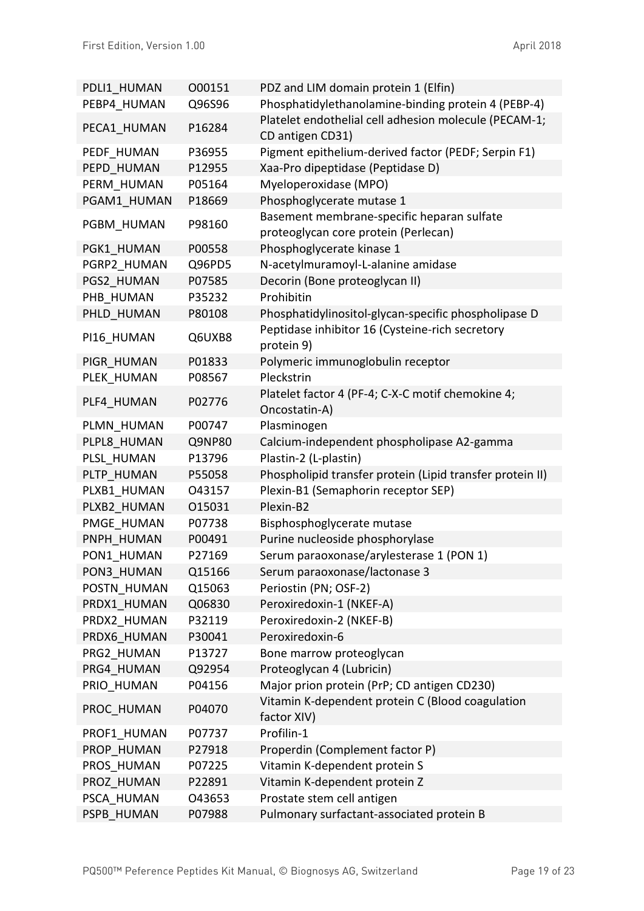| | | |
|---|---|---|
| PDLI1_HUMAN | O00151 | PDZ and LIM domain protein 1 (Elfin) |
| PEBP4_HUMAN | Q96S96 | Phosphatidylethanolamine-binding protein 4 (PEBP-4) |
| PECA1_HUMAN | P16284 | Platelet endothelial cell adhesion molecule (PECAM-1; CD antigen CD31) |
| PEDF_HUMAN | P36955 | Pigment epithelium-derived factor (PEDF; Serpin F1) |
| PEPD_HUMAN | P12955 | Xaa-Pro dipeptidase (Peptidase D) |
| PERM_HUMAN | P05164 | Myeloperoxidase (MPO) |
| PGAM1_HUMAN | P18669 | Phosphoglycerate mutase 1 |
| PGBM_HUMAN | P98160 | Basement membrane-specific heparan sulfate proteoglycan core protein (Perlecan) |
| PGK1_HUMAN | P00558 | Phosphoglycerate kinase 1 |
| PGRP2_HUMAN | Q96PD5 | N-acetylmuramoyl-L-alanine amidase |
| PGS2_HUMAN | P07585 | Decorin (Bone proteoglycan II) |
| PHB_HUMAN | P35232 | Prohibitin |
| PHLD_HUMAN | P80108 | Phosphatidylinositol-glycan-specific phospholipase D |
| PI16_HUMAN | Q6UXB8 | Peptidase inhibitor 16 (Cysteine-rich secretory protein 9) |
| PIGR_HUMAN | P01833 | Polymeric immunoglobulin receptor |
| PLEK_HUMAN | P08567 | Pleckstrin |
| PLF4_HUMAN | P02776 | Platelet factor 4 (PF-4; C-X-C motif chemokine 4; Oncostatin-A) |
| PLMN_HUMAN | P00747 | Plasminogen |
| PLPL8_HUMAN | Q9NP80 | Calcium-independent phospholipase A2-gamma |
| PLSL_HUMAN | P13796 | Plastin-2 (L-plastin) |
| PLTP_HUMAN | P55058 | Phospholipid transfer protein (Lipid transfer protein II) |
| PLXB1_HUMAN | O43157 | Plexin-B1 (Semaphorin receptor SEP) |
| PLXB2_HUMAN | O15031 | Plexin-B2 |
| PMGE_HUMAN | P07738 | Bisphosphoglycerate mutase |
| PNPH_HUMAN | P00491 | Purine nucleoside phosphorylase |
| PON1_HUMAN | P27169 | Serum paraoxonase/arylesterase 1 (PON 1) |
| PON3_HUMAN | Q15166 | Serum paraoxonase/lactonase 3 |
| POSTN_HUMAN | Q15063 | Periostin (PN; OSF-2) |
| PRDX1_HUMAN | Q06830 | Peroxiredoxin-1 (NKEF-A) |
| PRDX2_HUMAN | P32119 | Peroxiredoxin-2 (NKEF-B) |
| PRDX6_HUMAN | P30041 | Peroxiredoxin-6 |
| PRG2_HUMAN | P13727 | Bone marrow proteoglycan |
| PRG4_HUMAN | Q92954 | Proteoglycan 4 (Lubricin) |
| PRIO_HUMAN | P04156 | Major prion protein (PrP; CD antigen CD230) |
| PROC_HUMAN | P04070 | Vitamin K-dependent protein C (Blood coagulation factor XIV) |
| PROF1_HUMAN | P07737 | Profilin-1 |
| PROP_HUMAN | P27918 | Properdin (Complement factor P) |
| PROS_HUMAN | P07225 | Vitamin K-dependent protein S |
| PROZ_HUMAN | P22891 | Vitamin K-dependent protein Z |
| PSCA_HUMAN | O43653 | Prostate stem cell antigen |
| PSPB_HUMAN | P07988 | Pulmonary surfactant-associated protein B |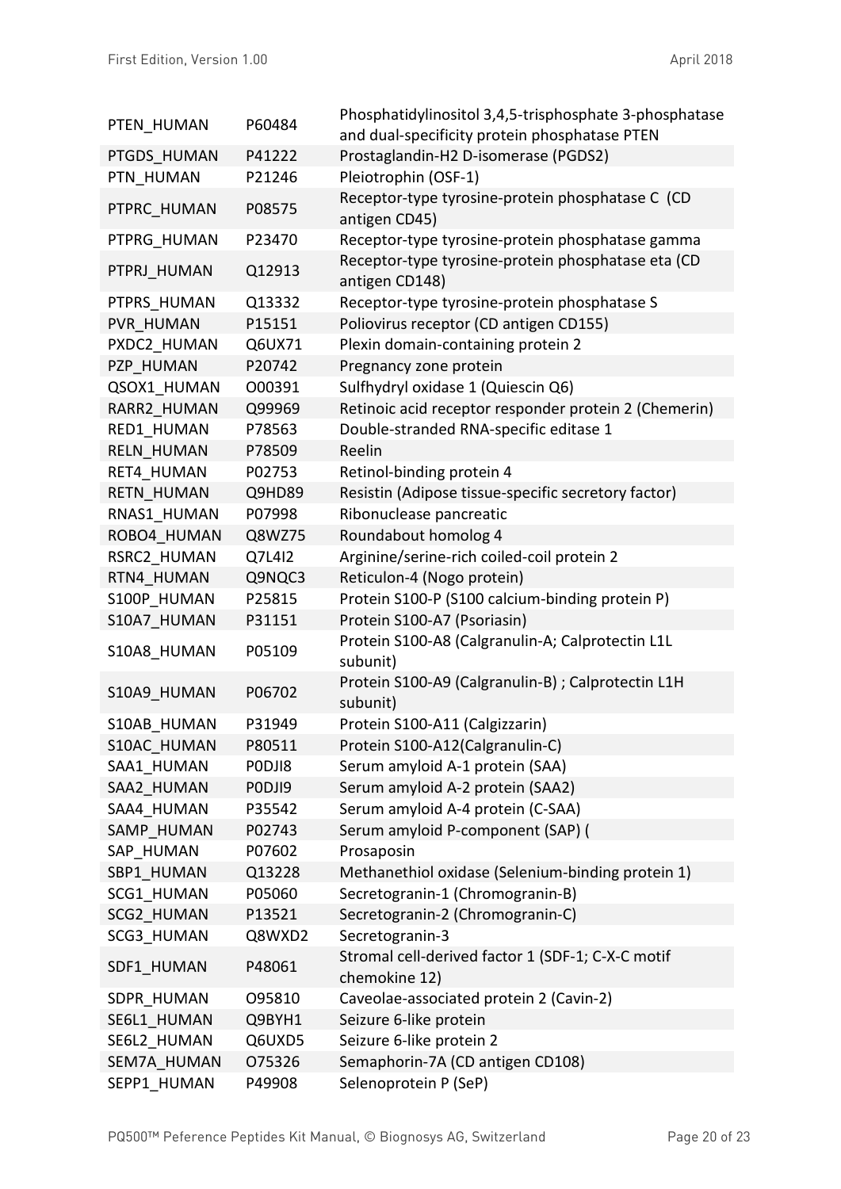| | | |
|---|---|---|
| PTEN_HUMAN | P60484 | Phosphatidylinositol 3,4,5-trisphosphate 3-phosphatase and dual-specificity protein phosphatase PTEN |
| PTGDS_HUMAN | P41222 | Prostaglandin-H2 D-isomerase (PGDS2) |
| PTN_HUMAN | P21246 | Pleiotrophin (OSF-1) |
| PTPRC_HUMAN | P08575 | Receptor-type tyrosine-protein phosphatase C (CD antigen CD45) |
| PTPRG_HUMAN | P23470 | Receptor-type tyrosine-protein phosphatase gamma |
| PTPRJ_HUMAN | Q12913 | Receptor-type tyrosine-protein phosphatase eta (CD antigen CD148) |
| PTPRS_HUMAN | Q13332 | Receptor-type tyrosine-protein phosphatase S |
| PVR_HUMAN | P15151 | Poliovirus receptor (CD antigen CD155) |
| PXDC2_HUMAN | Q6UX71 | Plexin domain-containing protein 2 |
| PZP_HUMAN | P20742 | Pregnancy zone protein |
| QSOX1_HUMAN | O00391 | Sulfhydryl oxidase 1 (Quiescin Q6) |
| RARR2_HUMAN | Q99969 | Retinoic acid receptor responder protein 2 (Chemerin) |
| RED1_HUMAN | P78563 | Double-stranded RNA-specific editase 1 |
| RELN_HUMAN | P78509 | Reelin |
| RET4_HUMAN | P02753 | Retinol-binding protein 4 |
| RETN_HUMAN | Q9HD89 | Resistin (Adipose tissue-specific secretory factor) |
| RNAS1_HUMAN | P07998 | Ribonuclease pancreatic |
| ROBO4_HUMAN | Q8WZ75 | Roundabout homolog 4 |
| RSRC2_HUMAN | Q7L4I2 | Arginine/serine-rich coiled-coil protein 2 |
| RTN4_HUMAN | Q9NQC3 | Reticulon-4 (Nogo protein) |
| S100P_HUMAN | P25815 | Protein S100-P (S100 calcium-binding protein P) |
| S10A7_HUMAN | P31151 | Protein S100-A7 (Psoriasin) |
| S10A8_HUMAN | P05109 | Protein S100-A8 (Calgranulin-A; Calprotectin L1L subunit) |
| S10A9_HUMAN | P06702 | Protein S100-A9 (Calgranulin-B) ; Calprotectin L1H subunit) |
| S10AB_HUMAN | P31949 | Protein S100-A11 (Calgizzarin) |
| S10AC_HUMAN | P80511 | Protein S100-A12(Calgranulin-C) |
| SAA1_HUMAN | P0DJI8 | Serum amyloid A-1 protein (SAA) |
| SAA2_HUMAN | P0DJI9 | Serum amyloid A-2 protein (SAA2) |
| SAA4_HUMAN | P35542 | Serum amyloid A-4 protein (C-SAA) |
| SAMP_HUMAN | P02743 | Serum amyloid P-component (SAP) ( |
| SAP_HUMAN | P07602 | Prosaposin |
| SBP1_HUMAN | Q13228 | Methanethiol oxidase (Selenium-binding protein 1) |
| SCG1_HUMAN | P05060 | Secretogranin-1 (Chromogranin-B) |
| SCG2_HUMAN | P13521 | Secretogranin-2 (Chromogranin-C) |
| SCG3_HUMAN | Q8WXD2 | Secretogranin-3 |
| SDF1_HUMAN | P48061 | Stromal cell-derived factor 1 (SDF-1; C-X-C motif chemokine 12) |
| SDPR_HUMAN | O95810 | Caveolae-associated protein 2 (Cavin-2) |
| SE6L1_HUMAN | Q9BYH1 | Seizure 6-like protein |
| SE6L2_HUMAN | Q6UXD5 | Seizure 6-like protein 2 |
| SEM7A_HUMAN | O75326 | Semaphorin-7A (CD antigen CD108) |
| SEPP1_HUMAN | P49908 | Selenoprotein P (SeP) |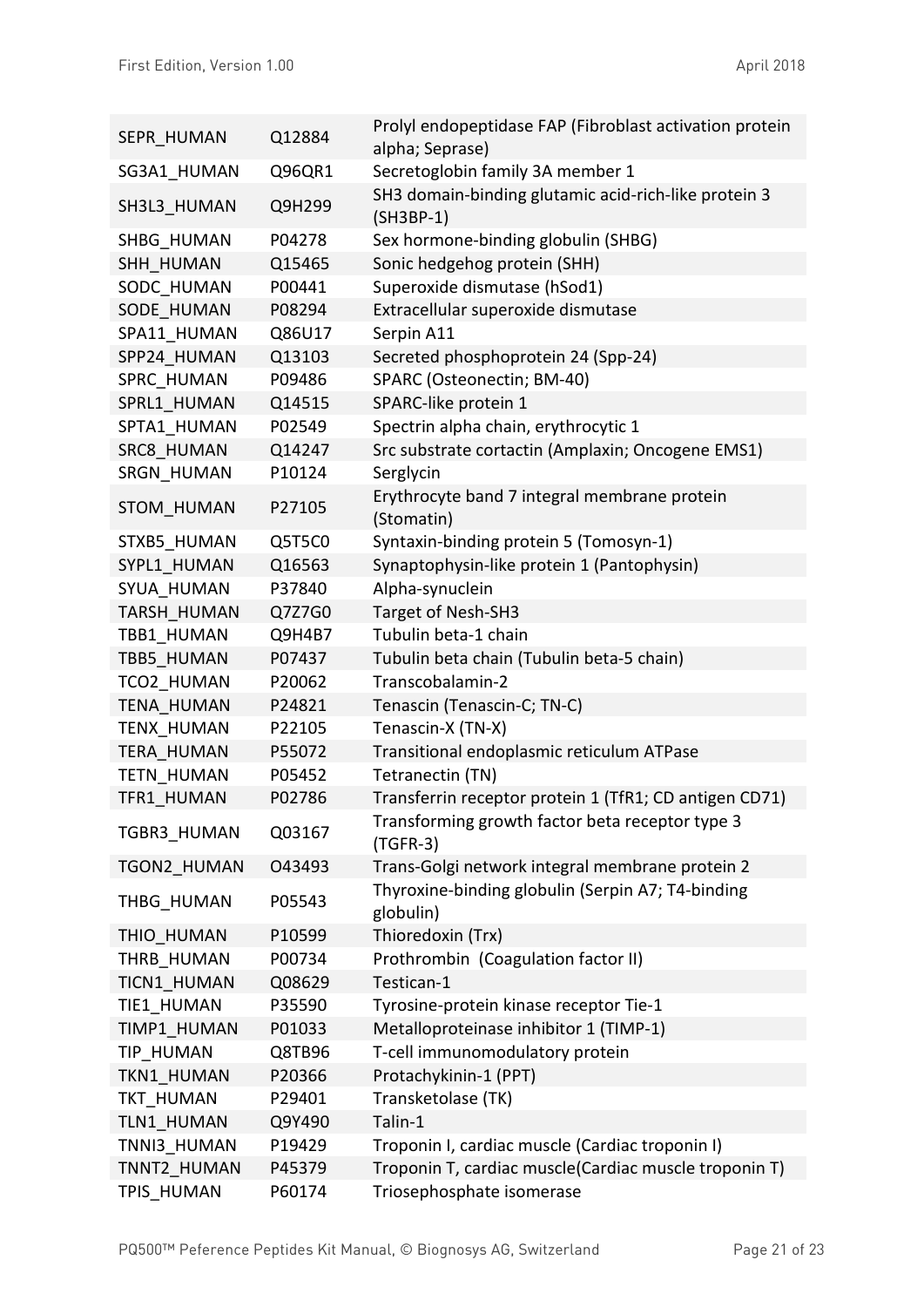| | | |
|---|---|---|
| SEPR_HUMAN | Q12884 | Prolyl endopeptidase FAP (Fibroblast activation protein alpha; Seprase) |
| SG3A1_HUMAN | Q96QR1 | Secretoglobin family 3A member 1 |
| SH3L3_HUMAN | Q9H299 | SH3 domain-binding glutamic acid-rich-like protein 3 (SH3BP-1) |
| SHBG_HUMAN | P04278 | Sex hormone-binding globulin (SHBG) |
| SHH_HUMAN | Q15465 | Sonic hedgehog protein (SHH) |
| SODC_HUMAN | P00441 | Superoxide dismutase (hSod1) |
| SODE_HUMAN | P08294 | Extracellular superoxide dismutase |
| SPA11_HUMAN | Q86U17 | Serpin A11 |
| SPP24_HUMAN | Q13103 | Secreted phosphoprotein 24 (Spp-24) |
| SPRC_HUMAN | P09486 | SPARC (Osteonectin; BM-40) |
| SPRL1_HUMAN | Q14515 | SPARC-like protein 1 |
| SPTA1_HUMAN | P02549 | Spectrin alpha chain, erythrocytic 1 |
| SRC8_HUMAN | Q14247 | Src substrate cortactin (Amplaxin; Oncogene EMS1) |
| SRGN_HUMAN | P10124 | Serglycin |
| STOM_HUMAN | P27105 | Erythrocyte band 7 integral membrane protein (Stomatin) |
| STXB5_HUMAN | Q5T5C0 | Syntaxin-binding protein 5 (Tomosyn-1) |
| SYPL1_HUMAN | Q16563 | Synaptophysin-like protein 1 (Pantophysin) |
| SYUA_HUMAN | P37840 | Alpha-synuclein |
| TARSH_HUMAN | Q7Z7G0 | Target of Nesh-SH3 |
| TBB1_HUMAN | Q9H4B7 | Tubulin beta-1 chain |
| TBB5_HUMAN | P07437 | Tubulin beta chain (Tubulin beta-5 chain) |
| TCO2_HUMAN | P20062 | Transcobalamin-2 |
| TENA_HUMAN | P24821 | Tenascin (Tenascin-C; TN-C) |
| TENX_HUMAN | P22105 | Tenascin-X (TN-X) |
| TERA_HUMAN | P55072 | Transitional endoplasmic reticulum ATPase |
| TETN_HUMAN | P05452 | Tetranectin (TN) |
| TFR1_HUMAN | P02786 | Transferrin receptor protein 1 (TfR1; CD antigen CD71) |
| TGBR3_HUMAN | Q03167 | Transforming growth factor beta receptor type 3 (TGFR-3) |
| TGON2_HUMAN | O43493 | Trans-Golgi network integral membrane protein 2 |
| THBG_HUMAN | P05543 | Thyroxine-binding globulin (Serpin A7; T4-binding globulin) |
| THIO_HUMAN | P10599 | Thioredoxin (Trx) |
| THRB_HUMAN | P00734 | Prothrombin (Coagulation factor II) |
| TICN1_HUMAN | Q08629 | Testican-1 |
| TIE1_HUMAN | P35590 | Tyrosine-protein kinase receptor Tie-1 |
| TIMP1_HUMAN | P01033 | Metalloproteinase inhibitor 1 (TIMP-1) |
| TIP_HUMAN | Q8TB96 | T-cell immunomodulatory protein |
| TKN1_HUMAN | P20366 | Protachykinin-1 (PPT) |
| TKT_HUMAN | P29401 | Transketolase (TK) |
| TLN1_HUMAN | Q9Y490 | Talin-1 |
| TNNI3_HUMAN | P19429 | Troponin I, cardiac muscle (Cardiac troponin I) |
| TNNT2_HUMAN | P45379 | Troponin T, cardiac muscle(Cardiac muscle troponin T) |
| TPIS_HUMAN | P60174 | Triosephosphate isomerase |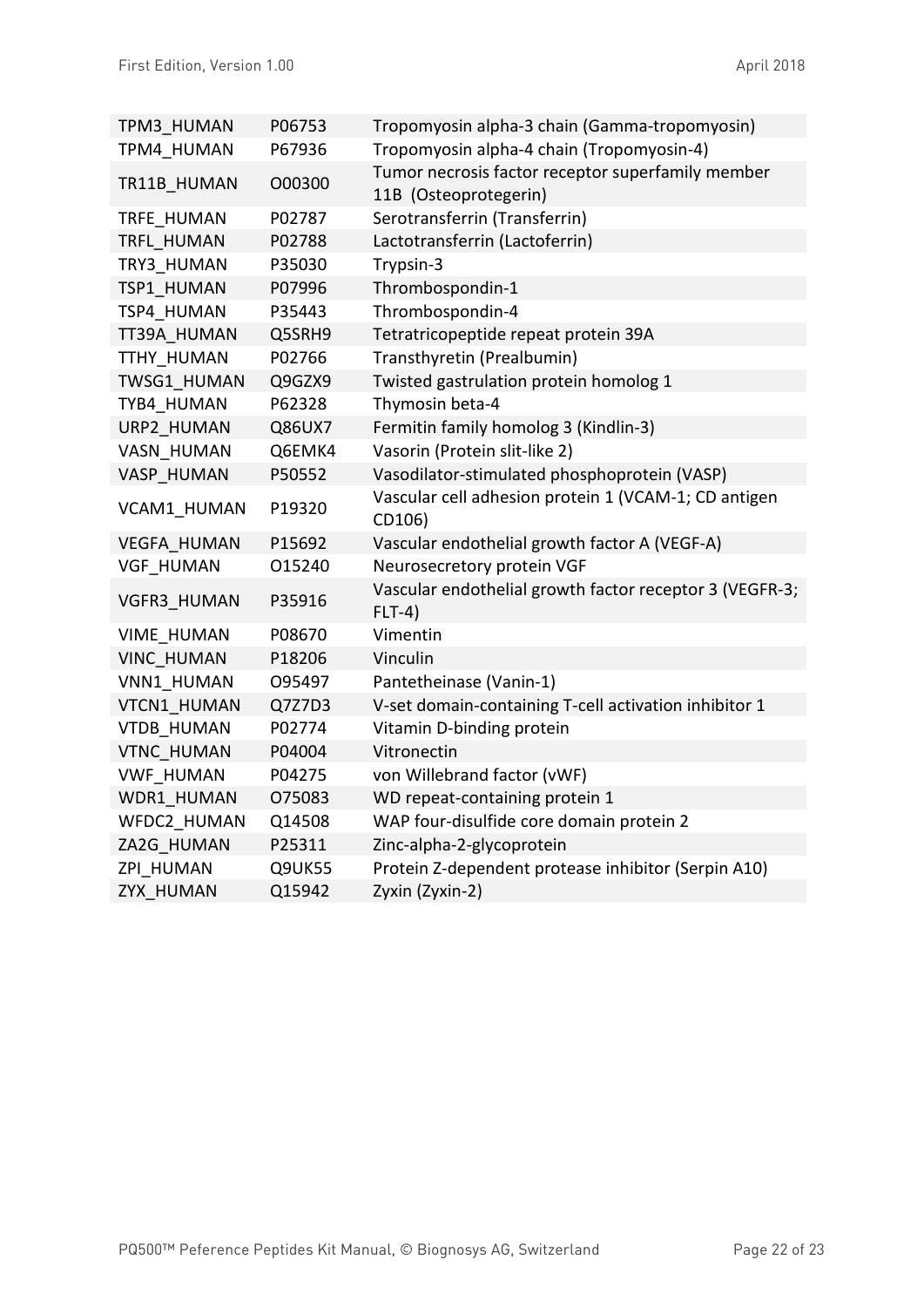| | | |
|---|---|---|
| TPM3_HUMAN | P06753 | Tropomyosin alpha-3 chain (Gamma-tropomyosin) |
| TPM4_HUMAN | P67936 | Tropomyosin alpha-4 chain (Tropomyosin-4) |
| TR11B_HUMAN | O00300 | Tumor necrosis factor receptor superfamily member 11B (Osteoprotegerin) |
| TRFE_HUMAN | P02787 | Serotransferrin (Transferrin) |
| TRFL_HUMAN | P02788 | Lactotransferrin (Lactoferrin) |
| TRY3_HUMAN | P35030 | Trypsin-3 |
| TSP1_HUMAN | P07996 | Thrombospondin-1 |
| TSP4_HUMAN | P35443 | Thrombospondin-4 |
| TT39A_HUMAN | Q5SRH9 | Tetratricopeptide repeat protein 39A |
| TTHY_HUMAN | P02766 | Transthyretin (Prealbumin) |
| TWSG1_HUMAN | Q9GZX9 | Twisted gastrulation protein homolog 1 |
| TYB4_HUMAN | P62328 | Thymosin beta-4 |
| URP2_HUMAN | Q86UX7 | Fermitin family homolog 3 (Kindlin-3) |
| VASN_HUMAN | Q6EMK4 | Vasorin (Protein slit-like 2) |
| VASP_HUMAN | P50552 | Vasodilator-stimulated phosphoprotein (VASP) |
| VCAM1_HUMAN | P19320 | Vascular cell adhesion protein 1 (VCAM-1; CD antigen CD106) |
| VEGFA_HUMAN | P15692 | Vascular endothelial growth factor A (VEGF-A) |
| VGF_HUMAN | O15240 | Neurosecretory protein VGF |
| VGFR3_HUMAN | P35916 | Vascular endothelial growth factor receptor 3 (VEGFR-3; FLT-4) |
| VIME_HUMAN | P08670 | Vimentin |
| VINC_HUMAN | P18206 | Vinculin |
| VNN1_HUMAN | O95497 | Pantetheinase (Vanin-1) |
| VTCN1_HUMAN | Q7Z7D3 | V-set domain-containing T-cell activation inhibitor 1 |
| VTDB_HUMAN | P02774 | Vitamin D-binding protein |
| VTNC_HUMAN | P04004 | Vitronectin |
| VWF_HUMAN | P04275 | von Willebrand factor (vWF) |
| WDR1_HUMAN | O75083 | WD repeat-containing protein 1 |
| WFDC2_HUMAN | Q14508 | WAP four-disulfide core domain protein 2 |
| ZA2G_HUMAN | P25311 | Zinc-alpha-2-glycoprotein |
| ZPI_HUMAN | Q9UK55 | Protein Z-dependent protease inhibitor (Serpin A10) |
| ZYX_HUMAN | Q15942 | Zyxin (Zyxin-2) |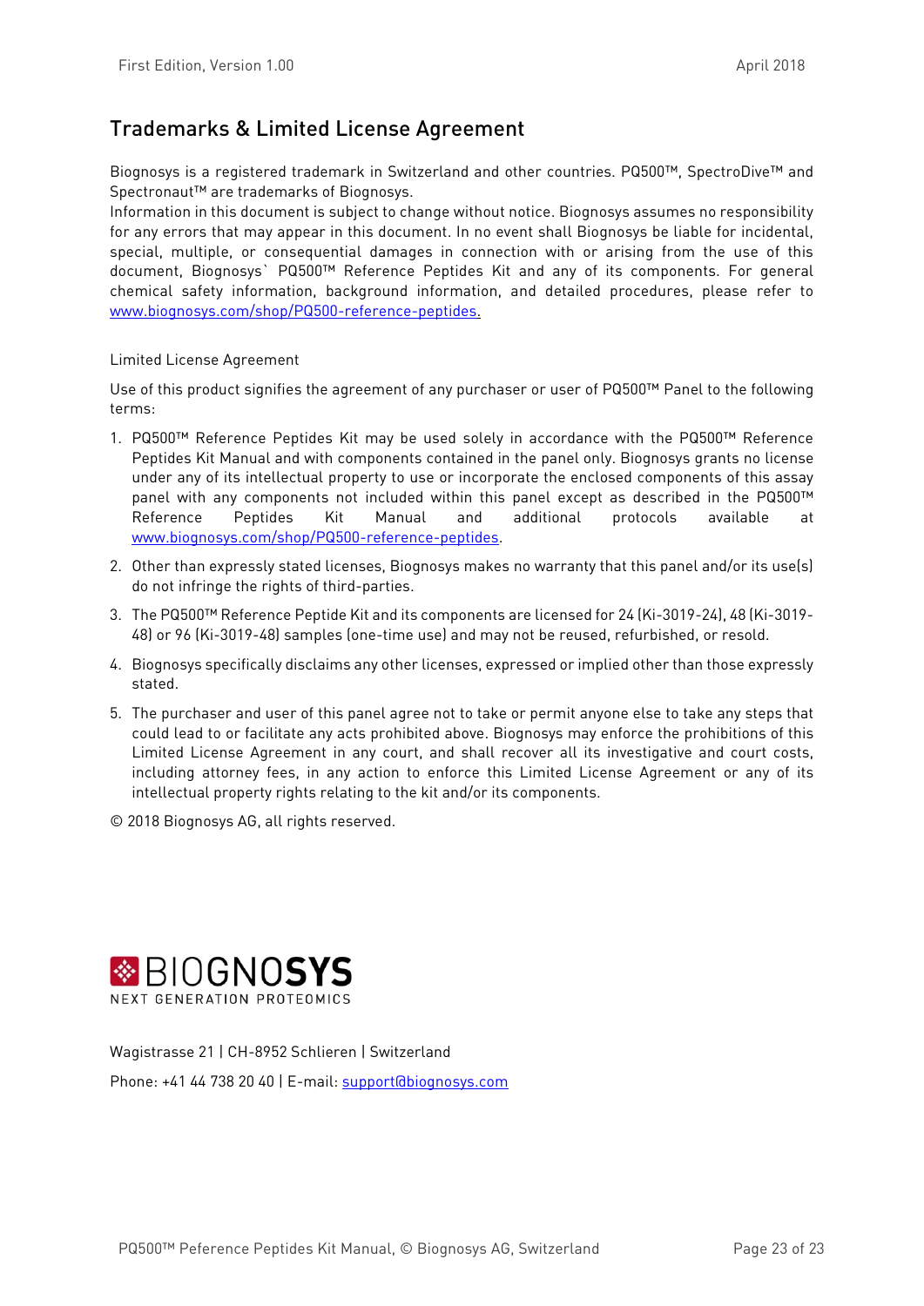## Trademarks & Limited License Agreement

Biognosys is a registered trademark in Switzerland and other countries. PQ500™, SpectroDive™ and Spectronaut™ are trademarks of Biognosys.
Information in this document is subject to change without notice. Biognosys assumes no responsibility for any errors that may appear in this document. In no event shall Biognosys be liable for incidental, special, multiple, or consequential damages in connection with or arising from the use of this document, Biognosys` PQ500™ Reference Peptides Kit and any of its components. For general chemical safety information, background information, and detailed procedures, please refer to www.biognosys.com/shop/PQ500-reference-peptides.

Limited License Agreement

Use of this product signifies the agreement of any purchaser or user of PQ500™ Panel to the following terms:

1. PQ500™ Reference Peptides Kit may be used solely in accordance with the PQ500™ Reference Peptides Kit Manual and with components contained in the panel only. Biognosys grants no license under any of its intellectual property to use or incorporate the enclosed components of this assay panel with any components not included within this panel except as described in the PQ500™ Reference Peptides Kit Manual and additional protocols available at www.biognosys.com/shop/PQ500-reference-peptides.
2. Other than expressly stated licenses, Biognosys makes no warranty that this panel and/or its use(s) do not infringe the rights of third-parties.
3. The PQ500™ Reference Peptide Kit and its components are licensed for 24 (Ki-3019-24), 48 (Ki-3019-48) or 96 (Ki-3019-48) samples (one-time use) and may not be reused, refurbished, or resold.
4. Biognosys specifically disclaims any other licenses, expressed or implied other than those expressly stated.
5. The purchaser and user of this panel agree not to take or permit anyone else to take any steps that could lead to or facilitate any acts prohibited above. Biognosys may enforce the prohibitions of this Limited License Agreement in any court, and shall recover all its investigative and court costs, including attorney fees, in any action to enforce this Limited License Agreement or any of its intellectual property rights relating to the kit and/or its components.

© 2018 Biognosys AG, all rights reserved.

BIOGNOSYS
NEXT GENERATION PROTEOMICS

Wagistrasse 21 | CH-8952 Schlieren | Switzerland

Phone: +41 44 738 20 40 | E-mail: support@biognosys.com